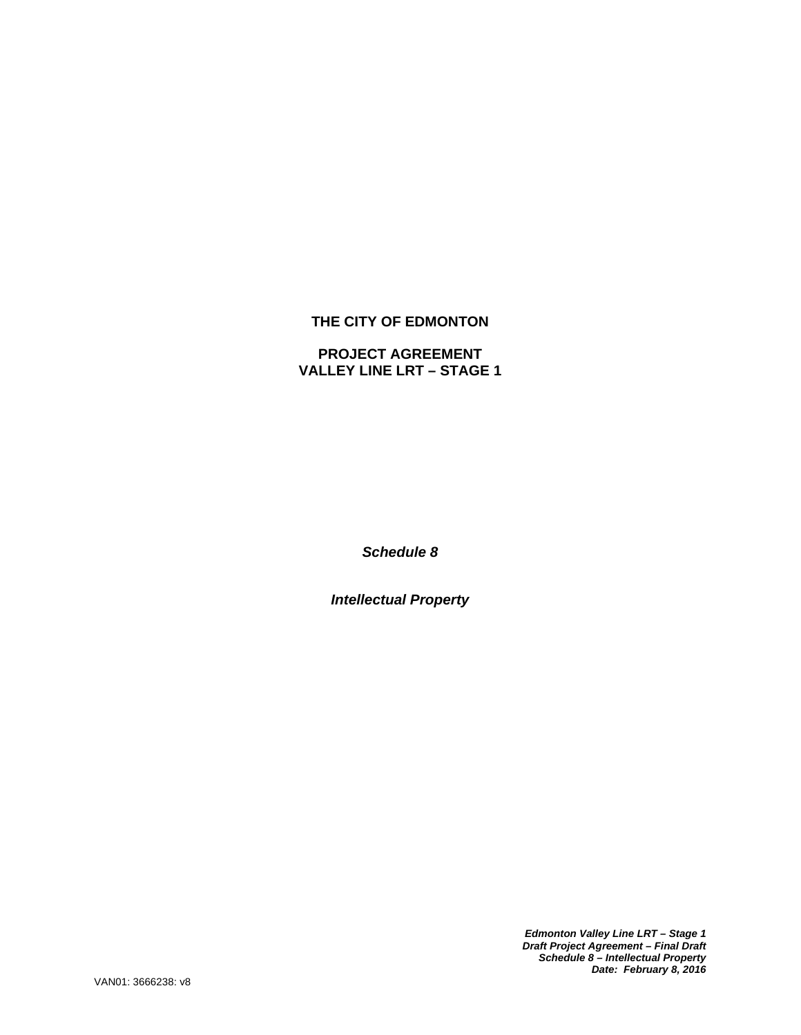# THE CITY OF EDMONTON

## PROJECT AGREEMENT
## VALLEY LINE LRT – STAGE 1

***Schedule 8***

***Intellectual Property***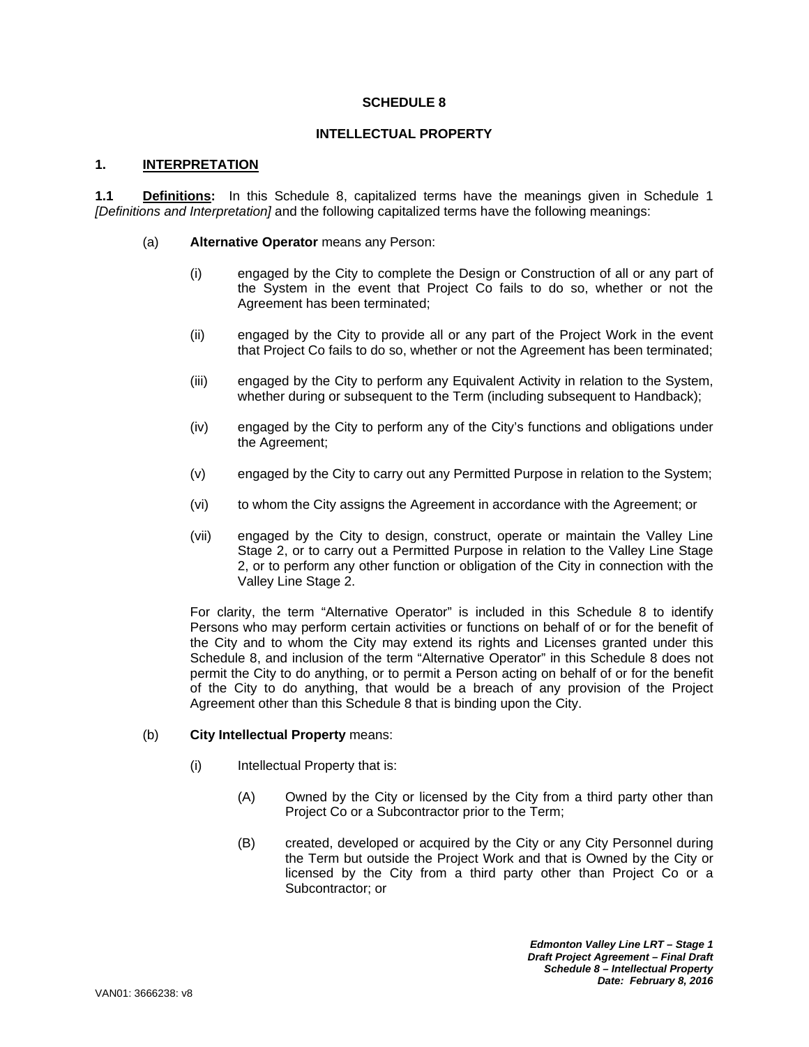# SCHEDULE 8

## INTELLECTUAL PROPERTY

### 1. INTERPRETATION

**1.1 Definitions:** In this Schedule 8, capitalized terms have the meanings given in Schedule 1 *[Definitions and Interpretation]* and the following capitalized terms have the following meanings:

(a) **Alternative Operator** means any Person:

(i) engaged by the City to complete the Design or Construction of all or any part of the System in the event that Project Co fails to do so, whether or not the Agreement has been terminated;

(ii) engaged by the City to provide all or any part of the Project Work in the event that Project Co fails to do so, whether or not the Agreement has been terminated;

(iii) engaged by the City to perform any Equivalent Activity in relation to the System, whether during or subsequent to the Term (including subsequent to Handback);

(iv) engaged by the City to perform any of the City's functions and obligations under the Agreement;

(v) engaged by the City to carry out any Permitted Purpose in relation to the System;

(vi) to whom the City assigns the Agreement in accordance with the Agreement; or

(vii) engaged by the City to design, construct, operate or maintain the Valley Line Stage 2, or to carry out a Permitted Purpose in relation to the Valley Line Stage 2, or to perform any other function or obligation of the City in connection with the Valley Line Stage 2.

For clarity, the term "Alternative Operator" is included in this Schedule 8 to identify Persons who may perform certain activities or functions on behalf of or for the benefit of the City and to whom the City may extend its rights and Licenses granted under this Schedule 8, and inclusion of the term "Alternative Operator" in this Schedule 8 does not permit the City to do anything, or to permit a Person acting on behalf of or for the benefit of the City to do anything, that would be a breach of any provision of the Project Agreement other than this Schedule 8 that is binding upon the City.

(b) **City Intellectual Property** means:

(i) Intellectual Property that is:

(A) Owned by the City or licensed by the City from a third party other than Project Co or a Subcontractor prior to the Term;

(B) created, developed or acquired by the City or any City Personnel during the Term but outside the Project Work and that is Owned by the City or licensed by the City from a third party other than Project Co or a Subcontractor; or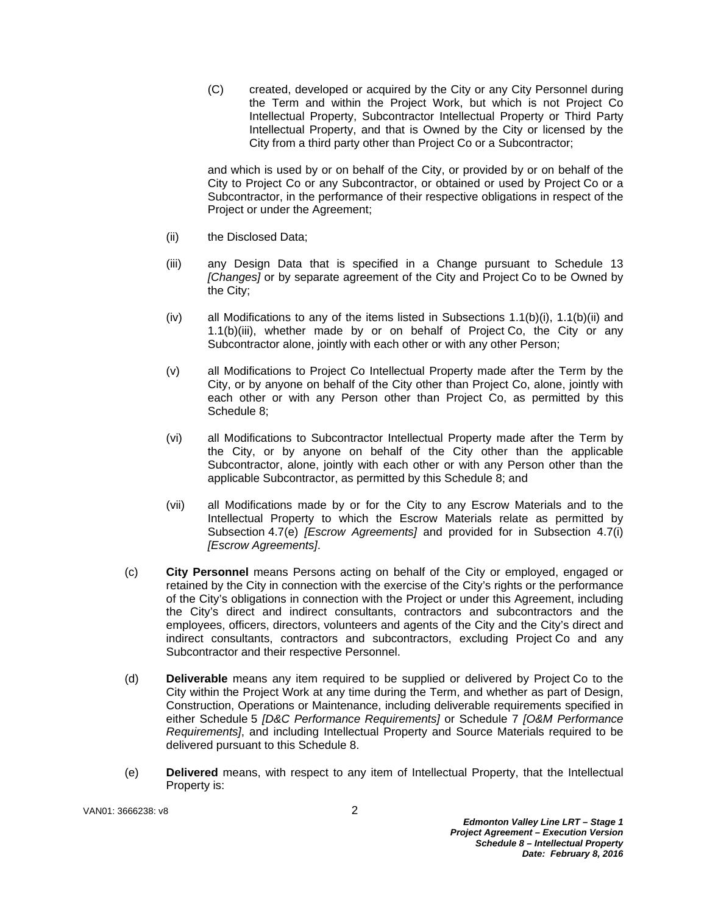(C) created, developed or acquired by the City or any City Personnel during the Term and within the Project Work, but which is not Project Co Intellectual Property, Subcontractor Intellectual Property or Third Party Intellectual Property, and that is Owned by the City or licensed by the City from a third party other than Project Co or a Subcontractor;

and which is used by or on behalf of the City, or provided by or on behalf of the City to Project Co or any Subcontractor, or obtained or used by Project Co or a Subcontractor, in the performance of their respective obligations in respect of the Project or under the Agreement;

(ii) the Disclosed Data;

(iii) any Design Data that is specified in a Change pursuant to Schedule 13 *[Changes]* or by separate agreement of the City and Project Co to be Owned by the City;

(iv) all Modifications to any of the items listed in Subsections 1.1(b)(i), 1.1(b)(ii) and 1.1(b)(iii), whether made by or on behalf of Project Co, the City or any Subcontractor alone, jointly with each other or with any other Person;

(v) all Modifications to Project Co Intellectual Property made after the Term by the City, or by anyone on behalf of the City other than Project Co, alone, jointly with each other or with any Person other than Project Co, as permitted by this Schedule 8;

(vi) all Modifications to Subcontractor Intellectual Property made after the Term by the City, or by anyone on behalf of the City other than the applicable Subcontractor, alone, jointly with each other or with any Person other than the applicable Subcontractor, as permitted by this Schedule 8; and

(vii) all Modifications made by or for the City to any Escrow Materials and to the Intellectual Property to which the Escrow Materials relate as permitted by Subsection 4.7(e) *[Escrow Agreements]* and provided for in Subsection 4.7(i) *[Escrow Agreements]*.

(c) **City Personnel** means Persons acting on behalf of the City or employed, engaged or retained by the City in connection with the exercise of the City's rights or the performance of the City's obligations in connection with the Project or under this Agreement, including the City's direct and indirect consultants, contractors and subcontractors and the employees, officers, directors, volunteers and agents of the City and the City's direct and indirect consultants, contractors and subcontractors, excluding Project Co and any Subcontractor and their respective Personnel.

(d) **Deliverable** means any item required to be supplied or delivered by Project Co to the City within the Project Work at any time during the Term, and whether as part of Design, Construction, Operations or Maintenance, including deliverable requirements specified in either Schedule 5 *[D&C Performance Requirements]* or Schedule 7 *[O&M Performance Requirements]*, and including Intellectual Property and Source Materials required to be delivered pursuant to this Schedule 8.

(e) **Delivered** means, with respect to any item of Intellectual Property, that the Intellectual Property is: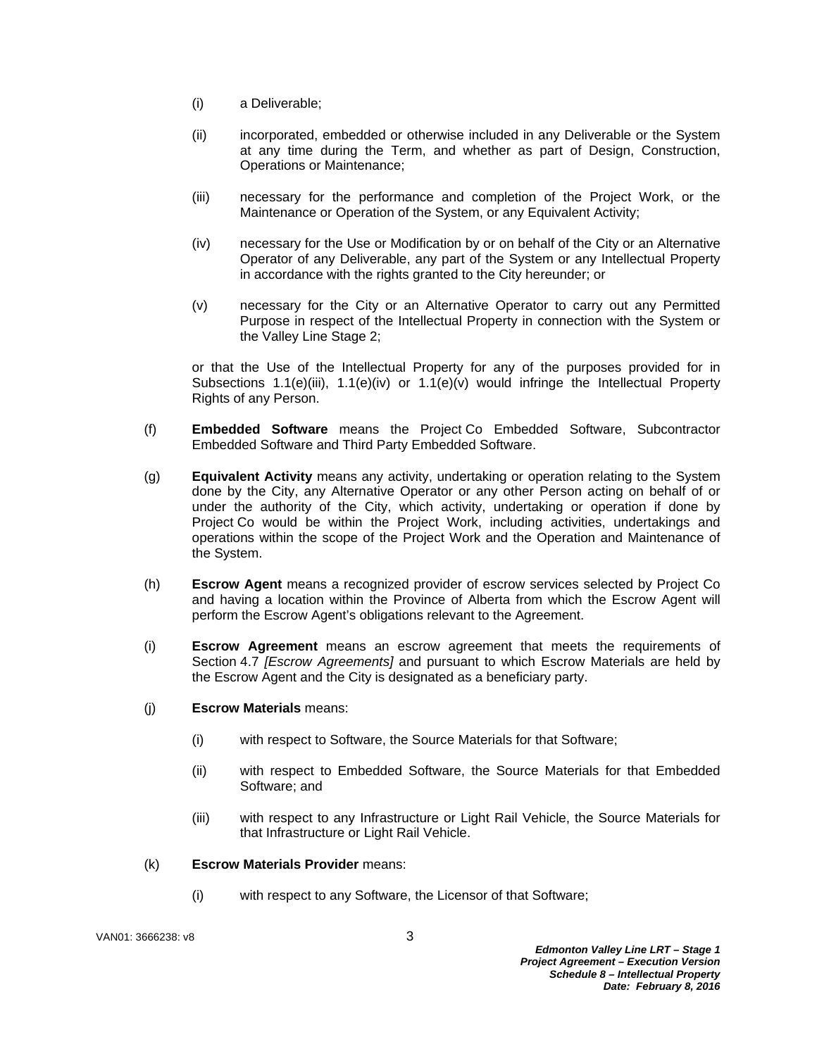(i) a Deliverable;

(ii) incorporated, embedded or otherwise included in any Deliverable or the System at any time during the Term, and whether as part of Design, Construction, Operations or Maintenance;

(iii) necessary for the performance and completion of the Project Work, or the Maintenance or Operation of the System, or any Equivalent Activity;

(iv) necessary for the Use or Modification by or on behalf of the City or an Alternative Operator of any Deliverable, any part of the System or any Intellectual Property in accordance with the rights granted to the City hereunder; or

(v) necessary for the City or an Alternative Operator to carry out any Permitted Purpose in respect of the Intellectual Property in connection with the System or the Valley Line Stage 2;

or that the Use of the Intellectual Property for any of the purposes provided for in Subsections 1.1(e)(iii), 1.1(e)(iv) or 1.1(e)(v) would infringe the Intellectual Property Rights of any Person.

(f) **Embedded Software** means the Project Co Embedded Software, Subcontractor Embedded Software and Third Party Embedded Software.

(g) **Equivalent Activity** means any activity, undertaking or operation relating to the System done by the City, any Alternative Operator or any other Person acting on behalf of or under the authority of the City, which activity, undertaking or operation if done by Project Co would be within the Project Work, including activities, undertakings and operations within the scope of the Project Work and the Operation and Maintenance of the System.

(h) **Escrow Agent** means a recognized provider of escrow services selected by Project Co and having a location within the Province of Alberta from which the Escrow Agent will perform the Escrow Agent's obligations relevant to the Agreement.

(i) **Escrow Agreement** means an escrow agreement that meets the requirements of Section 4.7 *[Escrow Agreements]* and pursuant to which Escrow Materials are held by the Escrow Agent and the City is designated as a beneficiary party.

(j) **Escrow Materials** means:

(i) with respect to Software, the Source Materials for that Software;

(ii) with respect to Embedded Software, the Source Materials for that Embedded Software; and

(iii) with respect to any Infrastructure or Light Rail Vehicle, the Source Materials for that Infrastructure or Light Rail Vehicle.

(k) **Escrow Materials Provider** means:

(i) with respect to any Software, the Licensor of that Software;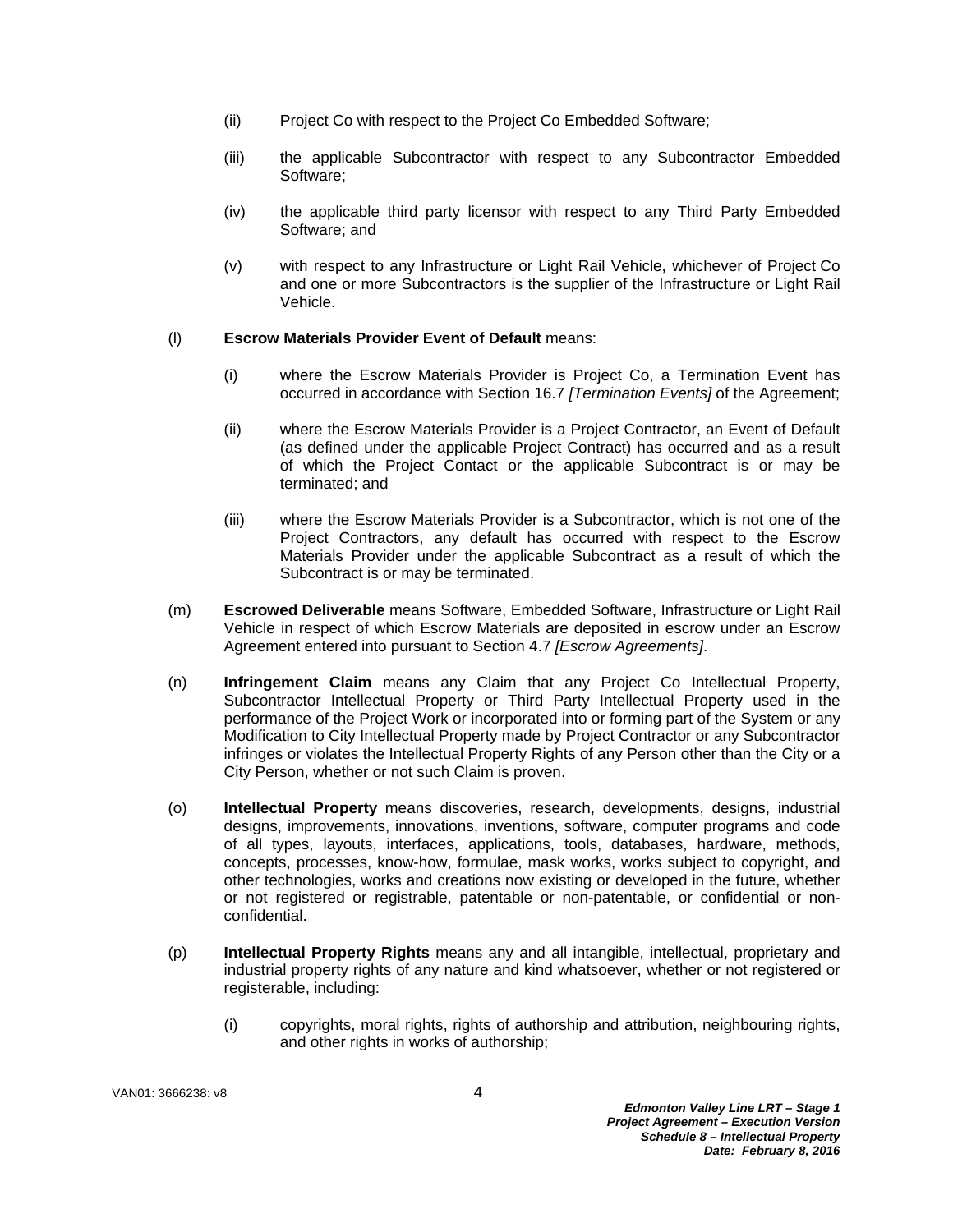(ii) Project Co with respect to the Project Co Embedded Software;

(iii) the applicable Subcontractor with respect to any Subcontractor Embedded Software;

(iv) the applicable third party licensor with respect to any Third Party Embedded Software; and

(v) with respect to any Infrastructure or Light Rail Vehicle, whichever of Project Co and one or more Subcontractors is the supplier of the Infrastructure or Light Rail Vehicle.

(l) **Escrow Materials Provider Event of Default** means:

(i) where the Escrow Materials Provider is Project Co, a Termination Event has occurred in accordance with Section 16.7 *[Termination Events]* of the Agreement;

(ii) where the Escrow Materials Provider is a Project Contractor, an Event of Default (as defined under the applicable Project Contract) has occurred and as a result of which the Project Contact or the applicable Subcontract is or may be terminated; and

(iii) where the Escrow Materials Provider is a Subcontractor, which is not one of the Project Contractors, any default has occurred with respect to the Escrow Materials Provider under the applicable Subcontract as a result of which the Subcontract is or may be terminated.

(m) **Escrowed Deliverable** means Software, Embedded Software, Infrastructure or Light Rail Vehicle in respect of which Escrow Materials are deposited in escrow under an Escrow Agreement entered into pursuant to Section 4.7 *[Escrow Agreements]*.

(n) **Infringement Claim** means any Claim that any Project Co Intellectual Property, Subcontractor Intellectual Property or Third Party Intellectual Property used in the performance of the Project Work or incorporated into or forming part of the System or any Modification to City Intellectual Property made by Project Contractor or any Subcontractor infringes or violates the Intellectual Property Rights of any Person other than the City or a City Person, whether or not such Claim is proven.

(o) **Intellectual Property** means discoveries, research, developments, designs, industrial designs, improvements, innovations, inventions, software, computer programs and code of all types, layouts, interfaces, applications, tools, databases, hardware, methods, concepts, processes, know-how, formulae, mask works, works subject to copyright, and other technologies, works and creations now existing or developed in the future, whether or not registered or registrable, patentable or non-patentable, or confidential or non-confidential.

(p) **Intellectual Property Rights** means any and all intangible, intellectual, proprietary and industrial property rights of any nature and kind whatsoever, whether or not registered or registerable, including:

(i) copyrights, moral rights, rights of authorship and attribution, neighbouring rights, and other rights in works of authorship;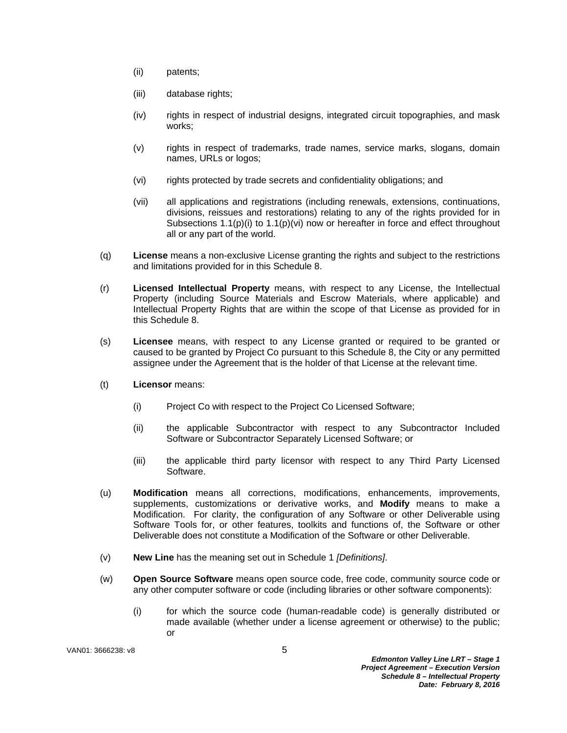(ii) patents;

(iii) database rights;

(iv) rights in respect of industrial designs, integrated circuit topographies, and mask works;

(v) rights in respect of trademarks, trade names, service marks, slogans, domain names, URLs or logos;

(vi) rights protected by trade secrets and confidentiality obligations; and

(vii) all applications and registrations (including renewals, extensions, continuations, divisions, reissues and restorations) relating to any of the rights provided for in Subsections 1.1(p)(i) to 1.1(p)(vi) now or hereafter in force and effect throughout all or any part of the world.

(q) **License** means a non-exclusive License granting the rights and subject to the restrictions and limitations provided for in this Schedule 8.

(r) **Licensed Intellectual Property** means, with respect to any License, the Intellectual Property (including Source Materials and Escrow Materials, where applicable) and Intellectual Property Rights that are within the scope of that License as provided for in this Schedule 8.

(s) **Licensee** means, with respect to any License granted or required to be granted or caused to be granted by Project Co pursuant to this Schedule 8, the City or any permitted assignee under the Agreement that is the holder of that License at the relevant time.

(t) **Licensor** means:

(i) Project Co with respect to the Project Co Licensed Software;

(ii) the applicable Subcontractor with respect to any Subcontractor Included Software or Subcontractor Separately Licensed Software; or

(iii) the applicable third party licensor with respect to any Third Party Licensed Software.

(u) **Modification** means all corrections, modifications, enhancements, improvements, supplements, customizations or derivative works, and **Modify** means to make a Modification. For clarity, the configuration of any Software or other Deliverable using Software Tools for, or other features, toolkits and functions of, the Software or other Deliverable does not constitute a Modification of the Software or other Deliverable.

(v) **New Line** has the meaning set out in Schedule 1 *[Definitions]*.

(w) **Open Source Software** means open source code, free code, community source code or any other computer software or code (including libraries or other software components):

(i) for which the source code (human-readable code) is generally distributed or made available (whether under a license agreement or otherwise) to the public; or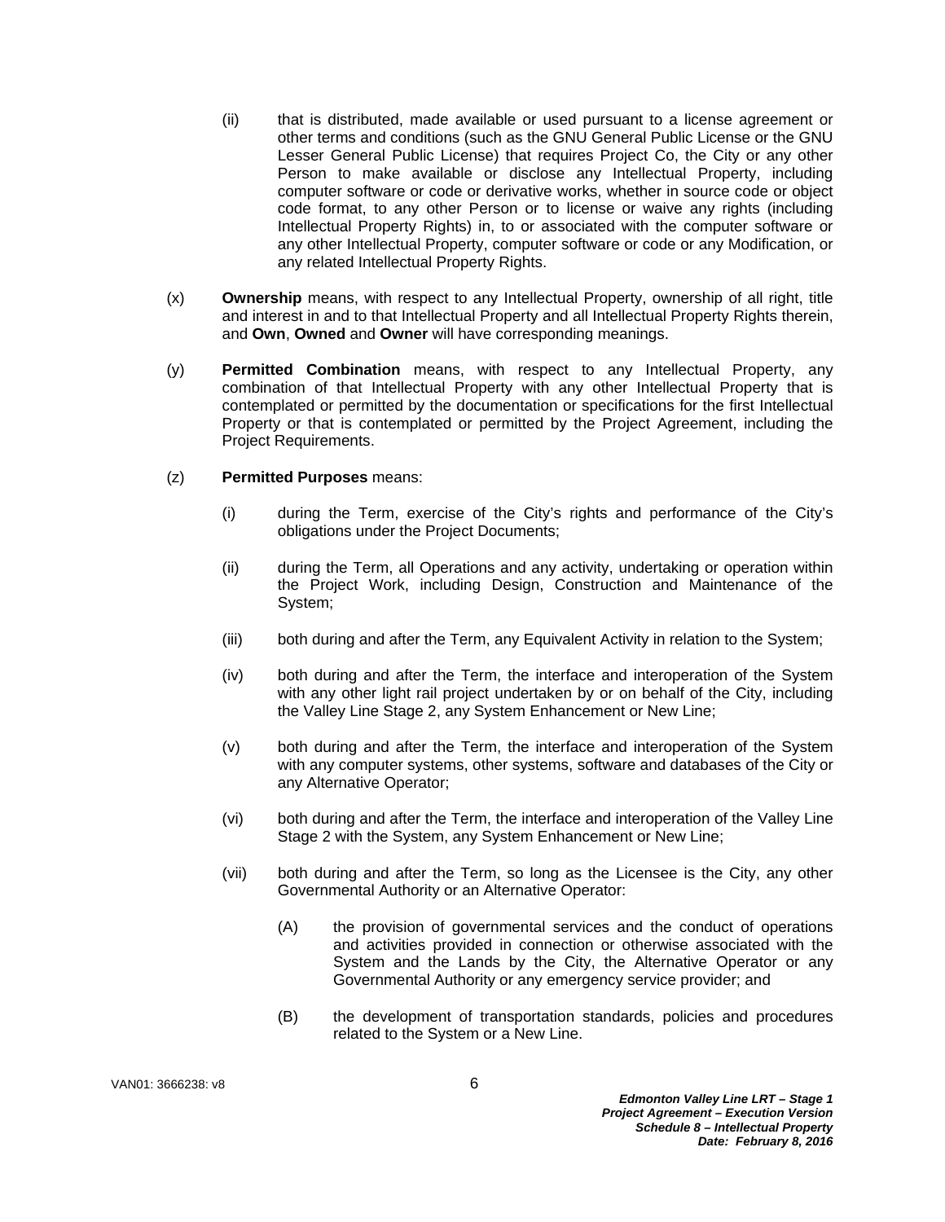(ii) that is distributed, made available or used pursuant to a license agreement or other terms and conditions (such as the GNU General Public License or the GNU Lesser General Public License) that requires Project Co, the City or any other Person to make available or disclose any Intellectual Property, including computer software or code or derivative works, whether in source code or object code format, to any other Person or to license or waive any rights (including Intellectual Property Rights) in, to or associated with the computer software or any other Intellectual Property, computer software or code or any Modification, or any related Intellectual Property Rights.

(x) **Ownership** means, with respect to any Intellectual Property, ownership of all right, title and interest in and to that Intellectual Property and all Intellectual Property Rights therein, and **Own**, **Owned** and **Owner** will have corresponding meanings.

(y) **Permitted Combination** means, with respect to any Intellectual Property, any combination of that Intellectual Property with any other Intellectual Property that is contemplated or permitted by the documentation or specifications for the first Intellectual Property or that is contemplated or permitted by the Project Agreement, including the Project Requirements.

(z) **Permitted Purposes** means:

(i) during the Term, exercise of the City's rights and performance of the City's obligations under the Project Documents;

(ii) during the Term, all Operations and any activity, undertaking or operation within the Project Work, including Design, Construction and Maintenance of the System;

(iii) both during and after the Term, any Equivalent Activity in relation to the System;

(iv) both during and after the Term, the interface and interoperation of the System with any other light rail project undertaken by or on behalf of the City, including the Valley Line Stage 2, any System Enhancement or New Line;

(v) both during and after the Term, the interface and interoperation of the System with any computer systems, other systems, software and databases of the City or any Alternative Operator;

(vi) both during and after the Term, the interface and interoperation of the Valley Line Stage 2 with the System, any System Enhancement or New Line;

(vii) both during and after the Term, so long as the Licensee is the City, any other Governmental Authority or an Alternative Operator:

(A) the provision of governmental services and the conduct of operations and activities provided in connection or otherwise associated with the System and the Lands by the City, the Alternative Operator or any Governmental Authority or any emergency service provider; and

(B) the development of transportation standards, policies and procedures related to the System or a New Line.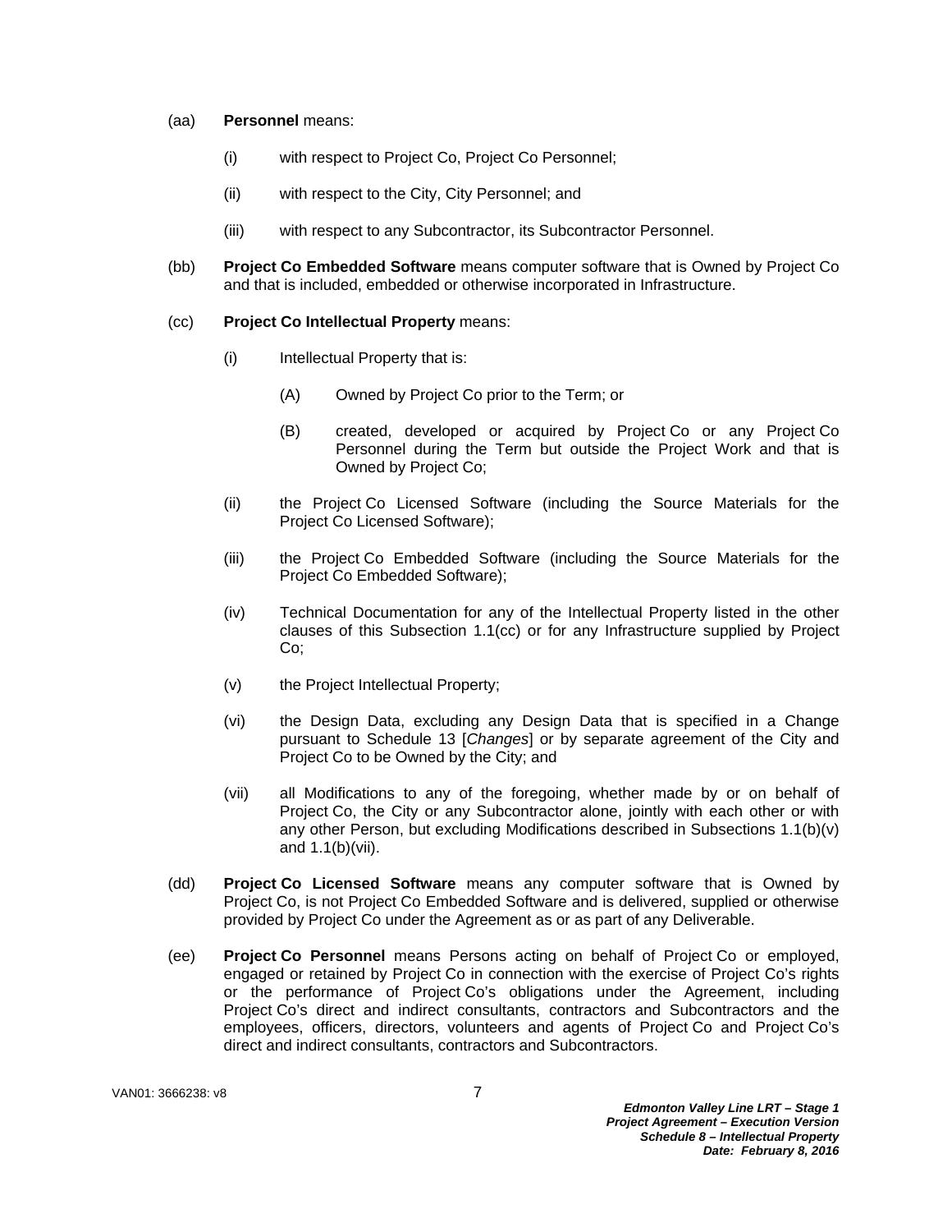(aa) **Personnel** means:

   (i) with respect to Project Co, Project Co Personnel;

   (ii) with respect to the City, City Personnel; and

   (iii) with respect to any Subcontractor, its Subcontractor Personnel.

(bb) **Project Co Embedded Software** means computer software that is Owned by Project Co and that is included, embedded or otherwise incorporated in Infrastructure.

(cc) **Project Co Intellectual Property** means:

   (i) Intellectual Property that is:

      (A) Owned by Project Co prior to the Term; or

      (B) created, developed or acquired by Project Co or any Project Co Personnel during the Term but outside the Project Work and that is Owned by Project Co;

   (ii) the Project Co Licensed Software (including the Source Materials for the Project Co Licensed Software);

   (iii) the Project Co Embedded Software (including the Source Materials for the Project Co Embedded Software);

   (iv) Technical Documentation for any of the Intellectual Property listed in the other clauses of this Subsection 1.1(cc) or for any Infrastructure supplied by Project Co;

   (v) the Project Intellectual Property;

   (vi) the Design Data, excluding any Design Data that is specified in a Change pursuant to Schedule 13 [*Changes*] or by separate agreement of the City and Project Co to be Owned by the City; and

   (vii) all Modifications to any of the foregoing, whether made by or on behalf of Project Co, the City or any Subcontractor alone, jointly with each other or with any other Person, but excluding Modifications described in Subsections 1.1(b)(v) and 1.1(b)(vii).

(dd) **Project Co Licensed Software** means any computer software that is Owned by Project Co, is not Project Co Embedded Software and is delivered, supplied or otherwise provided by Project Co under the Agreement as or as part of any Deliverable.

(ee) **Project Co Personnel** means Persons acting on behalf of Project Co or employed, engaged or retained by Project Co in connection with the exercise of Project Co's rights or the performance of Project Co's obligations under the Agreement, including Project Co's direct and indirect consultants, contractors and Subcontractors and the employees, officers, directors, volunteers and agents of Project Co and Project Co's direct and indirect consultants, contractors and Subcontractors.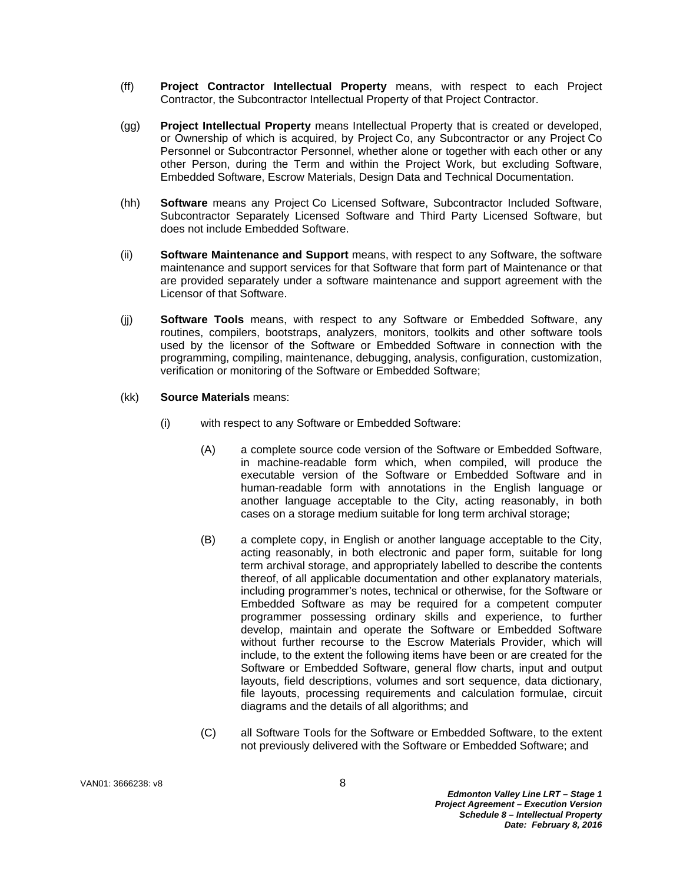(ff) **Project Contractor Intellectual Property** means, with respect to each Project Contractor, the Subcontractor Intellectual Property of that Project Contractor.

(gg) **Project Intellectual Property** means Intellectual Property that is created or developed, or Ownership of which is acquired, by Project Co, any Subcontractor or any Project Co Personnel or Subcontractor Personnel, whether alone or together with each other or any other Person, during the Term and within the Project Work, but excluding Software, Embedded Software, Escrow Materials, Design Data and Technical Documentation.

(hh) **Software** means any Project Co Licensed Software, Subcontractor Included Software, Subcontractor Separately Licensed Software and Third Party Licensed Software, but does not include Embedded Software.

(ii) **Software Maintenance and Support** means, with respect to any Software, the software maintenance and support services for that Software that form part of Maintenance or that are provided separately under a software maintenance and support agreement with the Licensor of that Software.

(jj) **Software Tools** means, with respect to any Software or Embedded Software, any routines, compilers, bootstraps, analyzers, monitors, toolkits and other software tools used by the licensor of the Software or Embedded Software in connection with the programming, compiling, maintenance, debugging, analysis, configuration, customization, verification or monitoring of the Software or Embedded Software;

(kk) **Source Materials** means:

(i) with respect to any Software or Embedded Software:

(A) a complete source code version of the Software or Embedded Software, in machine-readable form which, when compiled, will produce the executable version of the Software or Embedded Software and in human-readable form with annotations in the English language or another language acceptable to the City, acting reasonably, in both cases on a storage medium suitable for long term archival storage;

(B) a complete copy, in English or another language acceptable to the City, acting reasonably, in both electronic and paper form, suitable for long term archival storage, and appropriately labelled to describe the contents thereof, of all applicable documentation and other explanatory materials, including programmer's notes, technical or otherwise, for the Software or Embedded Software as may be required for a competent computer programmer possessing ordinary skills and experience, to further develop, maintain and operate the Software or Embedded Software without further recourse to the Escrow Materials Provider, which will include, to the extent the following items have been or are created for the Software or Embedded Software, general flow charts, input and output layouts, field descriptions, volumes and sort sequence, data dictionary, file layouts, processing requirements and calculation formulae, circuit diagrams and the details of all algorithms; and

(C) all Software Tools for the Software or Embedded Software, to the extent not previously delivered with the Software or Embedded Software; and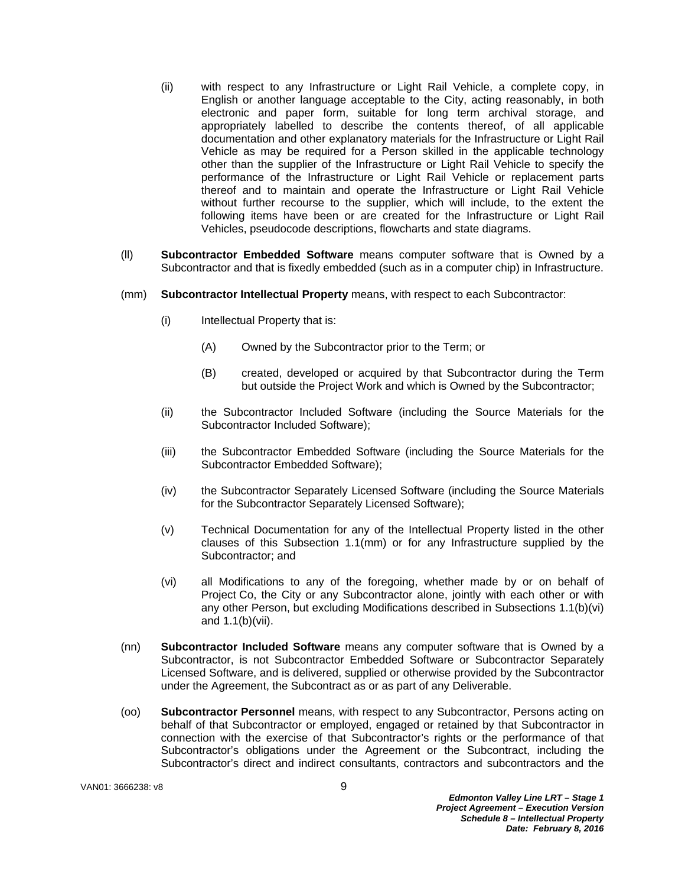(ii) with respect to any Infrastructure or Light Rail Vehicle, a complete copy, in English or another language acceptable to the City, acting reasonably, in both electronic and paper form, suitable for long term archival storage, and appropriately labelled to describe the contents thereof, of all applicable documentation and other explanatory materials for the Infrastructure or Light Rail Vehicle as may be required for a Person skilled in the applicable technology other than the supplier of the Infrastructure or Light Rail Vehicle to specify the performance of the Infrastructure or Light Rail Vehicle or replacement parts thereof and to maintain and operate the Infrastructure or Light Rail Vehicle without further recourse to the supplier, which will include, to the extent the following items have been or are created for the Infrastructure or Light Rail Vehicles, pseudocode descriptions, flowcharts and state diagrams.

(ll) **Subcontractor Embedded Software** means computer software that is Owned by a Subcontractor and that is fixedly embedded (such as in a computer chip) in Infrastructure.

(mm) **Subcontractor Intellectual Property** means, with respect to each Subcontractor:

(i) Intellectual Property that is:

(A) Owned by the Subcontractor prior to the Term; or

(B) created, developed or acquired by that Subcontractor during the Term but outside the Project Work and which is Owned by the Subcontractor;

(ii) the Subcontractor Included Software (including the Source Materials for the Subcontractor Included Software);

(iii) the Subcontractor Embedded Software (including the Source Materials for the Subcontractor Embedded Software);

(iv) the Subcontractor Separately Licensed Software (including the Source Materials for the Subcontractor Separately Licensed Software);

(v) Technical Documentation for any of the Intellectual Property listed in the other clauses of this Subsection 1.1(mm) or for any Infrastructure supplied by the Subcontractor; and

(vi) all Modifications to any of the foregoing, whether made by or on behalf of Project Co, the City or any Subcontractor alone, jointly with each other or with any other Person, but excluding Modifications described in Subsections 1.1(b)(vi) and 1.1(b)(vii).

(nn) **Subcontractor Included Software** means any computer software that is Owned by a Subcontractor, is not Subcontractor Embedded Software or Subcontractor Separately Licensed Software, and is delivered, supplied or otherwise provided by the Subcontractor under the Agreement, the Subcontract as or as part of any Deliverable.

(oo) **Subcontractor Personnel** means, with respect to any Subcontractor, Persons acting on behalf of that Subcontractor or employed, engaged or retained by that Subcontractor in connection with the exercise of that Subcontractor's rights or the performance of that Subcontractor's obligations under the Agreement or the Subcontract, including the Subcontractor's direct and indirect consultants, contractors and subcontractors and the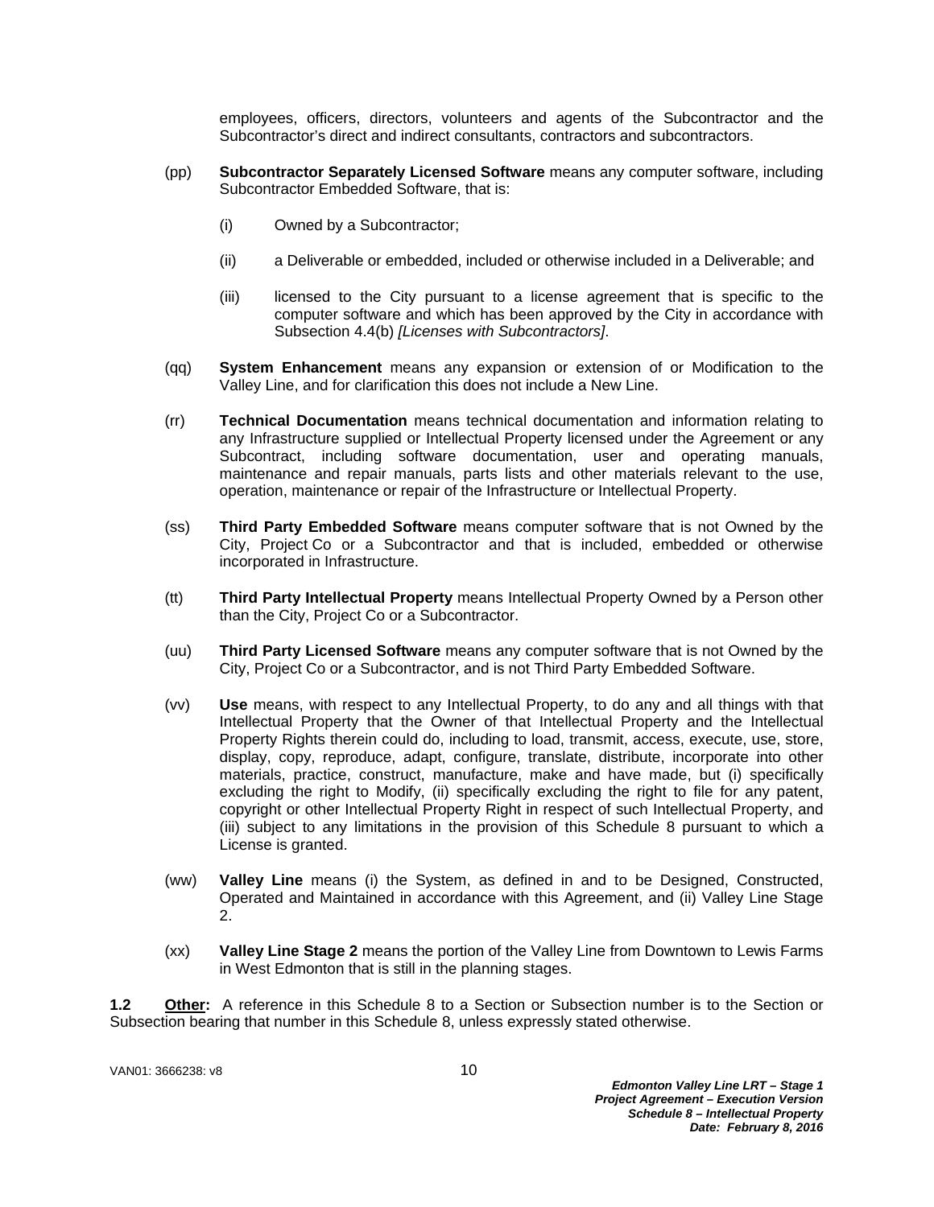employees, officers, directors, volunteers and agents of the Subcontractor and the Subcontractor's direct and indirect consultants, contractors and subcontractors.

(pp) **Subcontractor Separately Licensed Software** means any computer software, including Subcontractor Embedded Software, that is:

(i) Owned by a Subcontractor;

(ii) a Deliverable or embedded, included or otherwise included in a Deliverable; and

(iii) licensed to the City pursuant to a license agreement that is specific to the computer software and which has been approved by the City in accordance with Subsection 4.4(b) *[Licenses with Subcontractors]*.

(qq) **System Enhancement** means any expansion or extension of or Modification to the Valley Line, and for clarification this does not include a New Line.

(rr) **Technical Documentation** means technical documentation and information relating to any Infrastructure supplied or Intellectual Property licensed under the Agreement or any Subcontract, including software documentation, user and operating manuals, maintenance and repair manuals, parts lists and other materials relevant to the use, operation, maintenance or repair of the Infrastructure or Intellectual Property.

(ss) **Third Party Embedded Software** means computer software that is not Owned by the City, Project Co or a Subcontractor and that is included, embedded or otherwise incorporated in Infrastructure.

(tt) **Third Party Intellectual Property** means Intellectual Property Owned by a Person other than the City, Project Co or a Subcontractor.

(uu) **Third Party Licensed Software** means any computer software that is not Owned by the City, Project Co or a Subcontractor, and is not Third Party Embedded Software.

(vv) **Use** means, with respect to any Intellectual Property, to do any and all things with that Intellectual Property that the Owner of that Intellectual Property and the Intellectual Property Rights therein could do, including to load, transmit, access, execute, use, store, display, copy, reproduce, adapt, configure, translate, distribute, incorporate into other materials, practice, construct, manufacture, make and have made, but (i) specifically excluding the right to Modify, (ii) specifically excluding the right to file for any patent, copyright or other Intellectual Property Right in respect of such Intellectual Property, and (iii) subject to any limitations in the provision of this Schedule 8 pursuant to which a License is granted.

(ww) **Valley Line** means (i) the System, as defined in and to be Designed, Constructed, Operated and Maintained in accordance with this Agreement, and (ii) Valley Line Stage 2.

(xx) **Valley Line Stage 2** means the portion of the Valley Line from Downtown to Lewis Farms in West Edmonton that is still in the planning stages.

**1.2 Other:** A reference in this Schedule 8 to a Section or Subsection number is to the Section or Subsection bearing that number in this Schedule 8, unless expressly stated otherwise.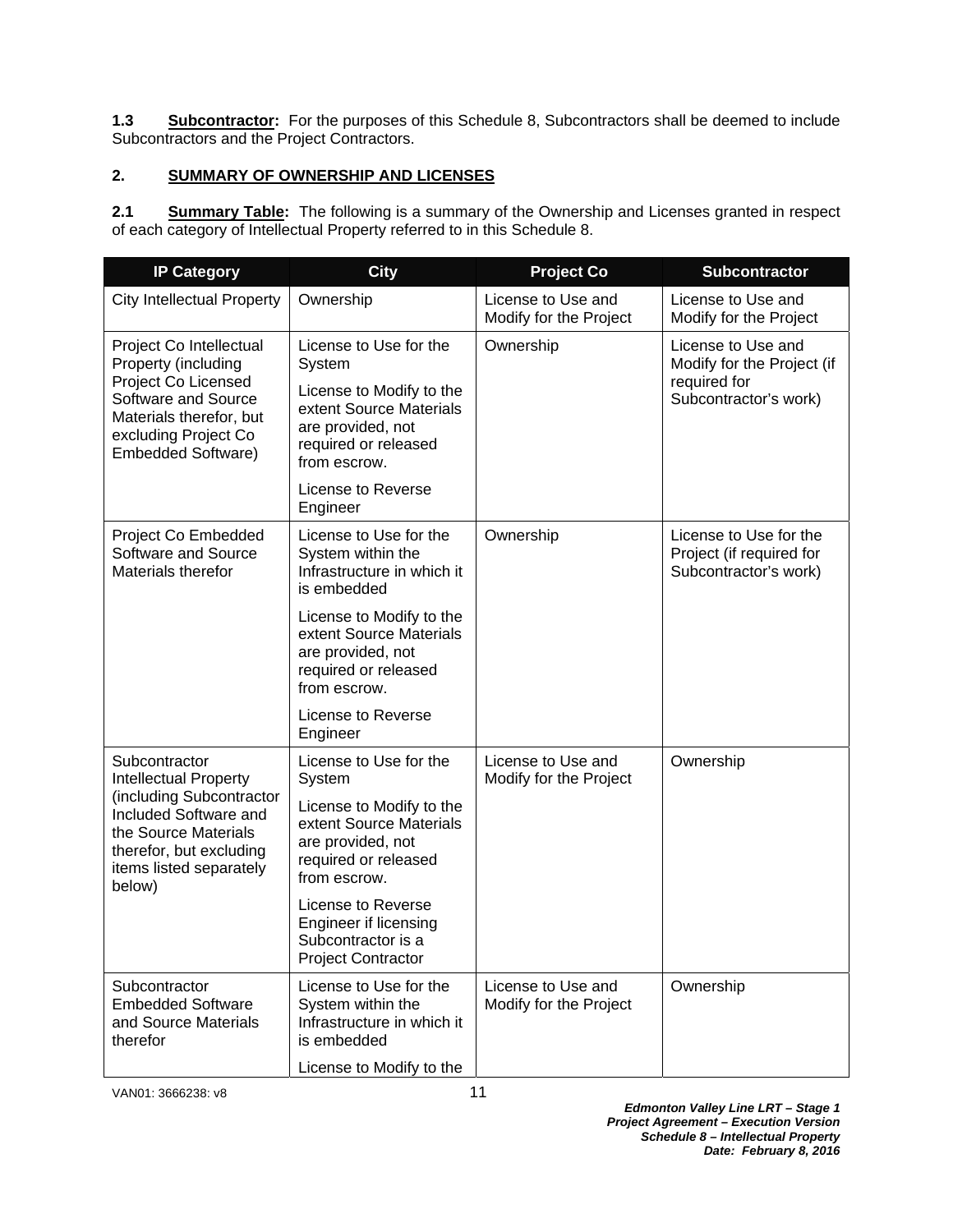**1.3 Subcontractor:** For the purposes of this Schedule 8, Subcontractors shall be deemed to include Subcontractors and the Project Contractors.

## 2. SUMMARY OF OWNERSHIP AND LICENSES

**2.1 Summary Table:** The following is a summary of the Ownership and Licenses granted in respect of each category of Intellectual Property referred to in this Schedule 8.

| IP Category | City | Project Co | Subcontractor |
|---|---|---|---|
| City Intellectual Property | Ownership | License to Use and Modify for the Project | License to Use and Modify for the Project |
| Project Co Intellectual Property (including Project Co Licensed Software and Source Materials therefor, but excluding Project Co Embedded Software) | License to Use for the System<br><br>License to Modify to the extent Source Materials are provided, not required or released from escrow.<br><br>License to Reverse Engineer | Ownership | License to Use and Modify for the Project (if required for Subcontractor's work) |
| Project Co Embedded Software and Source Materials therefor | License to Use for the System within the Infrastructure in which it is embedded<br><br>License to Modify to the extent Source Materials are provided, not required or released from escrow.<br><br>License to Reverse Engineer | Ownership | License to Use for the Project (if required for Subcontractor's work) |
| Subcontractor Intellectual Property (including Subcontractor Included Software and the Source Materials therefor, but excluding items listed separately below) | License to Use for the System<br><br>License to Modify to the extent Source Materials are provided, not required or released from escrow.<br><br>License to Reverse Engineer if licensing Subcontractor is a Project Contractor | License to Use and Modify for the Project | Ownership |
| Subcontractor Embedded Software and Source Materials therefor | License to Use for the System within the Infrastructure in which it is embedded<br><br>License to Modify to the | License to Use and Modify for the Project | Ownership |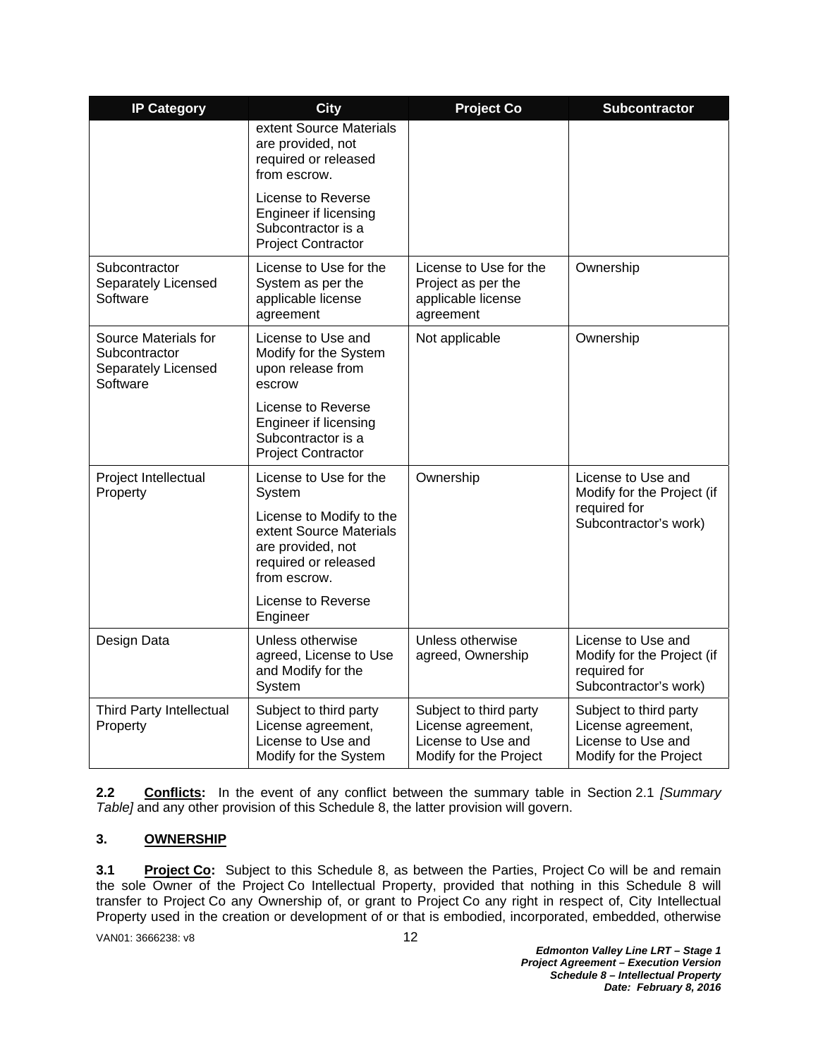| IP Category | City | Project Co | Subcontractor |
|---|---|---|---|
| | extent Source Materials are provided, not required or released from escrow.<br><br>License to Reverse Engineer if licensing Subcontractor is a Project Contractor | | |
| Subcontractor Separately Licensed Software | License to Use for the System as per the applicable license agreement | License to Use for the Project as per the applicable license agreement | Ownership |
| Source Materials for Subcontractor Separately Licensed Software | License to Use and Modify for the System upon release from escrow<br><br>License to Reverse Engineer if licensing Subcontractor is a Project Contractor | Not applicable | Ownership |
| Project Intellectual Property | License to Use for the System<br><br>License to Modify to the extent Source Materials are provided, not required or released from escrow.<br><br>License to Reverse Engineer | Ownership | License to Use and Modify for the Project (if required for Subcontractor's work) |
| Design Data | Unless otherwise agreed, License to Use and Modify for the System | Unless otherwise agreed, Ownership | License to Use and Modify for the Project (if required for Subcontractor's work) |
| Third Party Intellectual Property | Subject to third party License agreement, License to Use and Modify for the System | Subject to third party License agreement, License to Use and Modify for the Project | Subject to third party License agreement, License to Use and Modify for the Project |

**2.2 Conflicts:** In the event of any conflict between the summary table in Section 2.1 *[Summary Table]* and any other provision of this Schedule 8, the latter provision will govern.

## 3. OWNERSHIP

**3.1 Project Co:** Subject to this Schedule 8, as between the Parties, Project Co will be and remain the sole Owner of the Project Co Intellectual Property, provided that nothing in this Schedule 8 will transfer to Project Co any Ownership of, or grant to Project Co any right in respect of, City Intellectual Property used in the creation or development of or that is embodied, incorporated, embedded, otherwise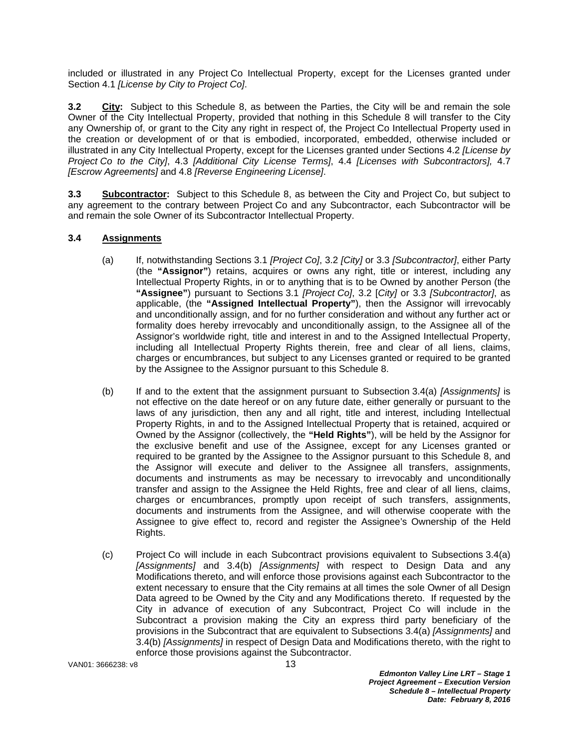included or illustrated in any Project Co Intellectual Property, except for the Licenses granted under Section 4.1 *[License by City to Project Co]*.

**3.2 City:** Subject to this Schedule 8, as between the Parties, the City will be and remain the sole Owner of the City Intellectual Property, provided that nothing in this Schedule 8 will transfer to the City any Ownership of, or grant to the City any right in respect of, the Project Co Intellectual Property used in the creation or development of or that is embodied, incorporated, embedded, otherwise included or illustrated in any City Intellectual Property, except for the Licenses granted under Sections 4.2 *[License by Project Co to the City]*, 4.3 *[Additional City License Terms]*, 4.4 *[Licenses with Subcontractors],* 4.7 *[Escrow Agreements]* and 4.8 *[Reverse Engineering License]*.

**3.3 Subcontractor:** Subject to this Schedule 8, as between the City and Project Co, but subject to any agreement to the contrary between Project Co and any Subcontractor, each Subcontractor will be and remain the sole Owner of its Subcontractor Intellectual Property.

**3.4 Assignments**

(a) If, notwithstanding Sections 3.1 *[Project Co]*, 3.2 *[City]* or 3.3 *[Subcontractor]*, either Party (the **"Assignor"**) retains, acquires or owns any right, title or interest, including any Intellectual Property Rights, in or to anything that is to be Owned by another Person (the **"Assignee"**) pursuant to Sections 3.1 *[Project Co]*, 3.2 [*City]* or 3.3 *[Subcontractor]*, as applicable, (the **"Assigned Intellectual Property"**), then the Assignor will irrevocably and unconditionally assign, and for no further consideration and without any further act or formality does hereby irrevocably and unconditionally assign, to the Assignee all of the Assignor's worldwide right, title and interest in and to the Assigned Intellectual Property, including all Intellectual Property Rights therein, free and clear of all liens, claims, charges or encumbrances, but subject to any Licenses granted or required to be granted by the Assignee to the Assignor pursuant to this Schedule 8.

(b) If and to the extent that the assignment pursuant to Subsection 3.4(a) *[Assignments]* is not effective on the date hereof or on any future date, either generally or pursuant to the laws of any jurisdiction, then any and all right, title and interest, including Intellectual Property Rights, in and to the Assigned Intellectual Property that is retained, acquired or Owned by the Assignor (collectively, the **"Held Rights"**), will be held by the Assignor for the exclusive benefit and use of the Assignee, except for any Licenses granted or required to be granted by the Assignee to the Assignor pursuant to this Schedule 8, and the Assignor will execute and deliver to the Assignee all transfers, assignments, documents and instruments as may be necessary to irrevocably and unconditionally transfer and assign to the Assignee the Held Rights, free and clear of all liens, claims, charges or encumbrances, promptly upon receipt of such transfers, assignments, documents and instruments from the Assignee, and will otherwise cooperate with the Assignee to give effect to, record and register the Assignee's Ownership of the Held Rights.

(c) Project Co will include in each Subcontract provisions equivalent to Subsections 3.4(a) *[Assignments]* and 3.4(b) *[Assignments]* with respect to Design Data and any Modifications thereto, and will enforce those provisions against each Subcontractor to the extent necessary to ensure that the City remains at all times the sole Owner of all Design Data agreed to be Owned by the City and any Modifications thereto. If requested by the City in advance of execution of any Subcontract, Project Co will include in the Subcontract a provision making the City an express third party beneficiary of the provisions in the Subcontract that are equivalent to Subsections 3.4(a) *[Assignments]* and 3.4(b) *[Assignments]* in respect of Design Data and Modifications thereto, with the right to enforce those provisions against the Subcontractor.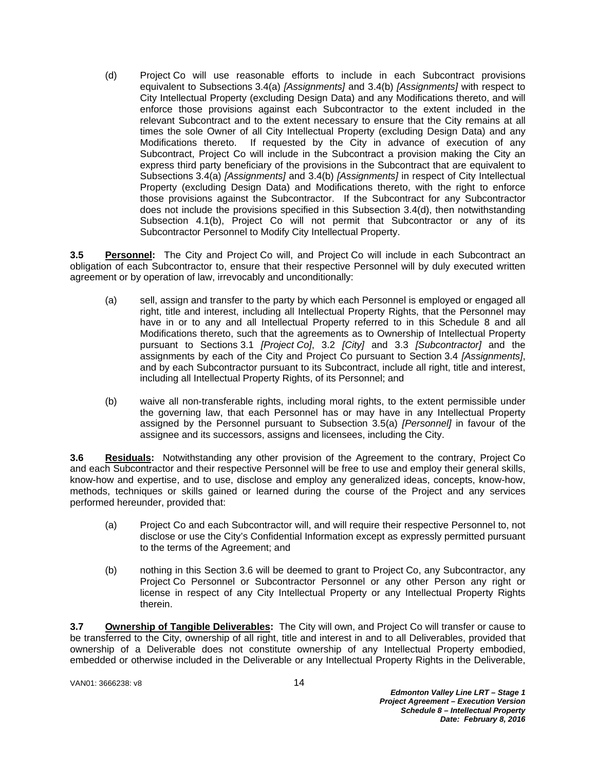(d) Project Co will use reasonable efforts to include in each Subcontract provisions equivalent to Subsections 3.4(a) *[Assignments]* and 3.4(b) *[Assignments]* with respect to City Intellectual Property (excluding Design Data) and any Modifications thereto, and will enforce those provisions against each Subcontractor to the extent included in the relevant Subcontract and to the extent necessary to ensure that the City remains at all times the sole Owner of all City Intellectual Property (excluding Design Data) and any Modifications thereto. If requested by the City in advance of execution of any Subcontract, Project Co will include in the Subcontract a provision making the City an express third party beneficiary of the provisions in the Subcontract that are equivalent to Subsections 3.4(a) *[Assignments]* and 3.4(b) *[Assignments]* in respect of City Intellectual Property (excluding Design Data) and Modifications thereto, with the right to enforce those provisions against the Subcontractor. If the Subcontract for any Subcontractor does not include the provisions specified in this Subsection 3.4(d), then notwithstanding Subsection 4.1(b), Project Co will not permit that Subcontractor or any of its Subcontractor Personnel to Modify City Intellectual Property.

**3.5 Personnel:** The City and Project Co will, and Project Co will include in each Subcontract an obligation of each Subcontractor to, ensure that their respective Personnel will by duly executed written agreement or by operation of law, irrevocably and unconditionally:

(a) sell, assign and transfer to the party by which each Personnel is employed or engaged all right, title and interest, including all Intellectual Property Rights, that the Personnel may have in or to any and all Intellectual Property referred to in this Schedule 8 and all Modifications thereto, such that the agreements as to Ownership of Intellectual Property pursuant to Sections 3.1 *[Project Co]*, 3.2 *[City]* and 3.3 *[Subcontractor]* and the assignments by each of the City and Project Co pursuant to Section 3.4 *[Assignments]*, and by each Subcontractor pursuant to its Subcontract, include all right, title and interest, including all Intellectual Property Rights, of its Personnel; and

(b) waive all non-transferable rights, including moral rights, to the extent permissible under the governing law, that each Personnel has or may have in any Intellectual Property assigned by the Personnel pursuant to Subsection 3.5(a) *[Personnel]* in favour of the assignee and its successors, assigns and licensees, including the City.

**3.6 Residuals:** Notwithstanding any other provision of the Agreement to the contrary, Project Co and each Subcontractor and their respective Personnel will be free to use and employ their general skills, know-how and expertise, and to use, disclose and employ any generalized ideas, concepts, know-how, methods, techniques or skills gained or learned during the course of the Project and any services performed hereunder, provided that:

(a) Project Co and each Subcontractor will, and will require their respective Personnel to, not disclose or use the City's Confidential Information except as expressly permitted pursuant to the terms of the Agreement; and

(b) nothing in this Section 3.6 will be deemed to grant to Project Co, any Subcontractor, any Project Co Personnel or Subcontractor Personnel or any other Person any right or license in respect of any City Intellectual Property or any Intellectual Property Rights therein.

**3.7 Ownership of Tangible Deliverables:** The City will own, and Project Co will transfer or cause to be transferred to the City, ownership of all right, title and interest in and to all Deliverables, provided that ownership of a Deliverable does not constitute ownership of any Intellectual Property embodied, embedded or otherwise included in the Deliverable or any Intellectual Property Rights in the Deliverable,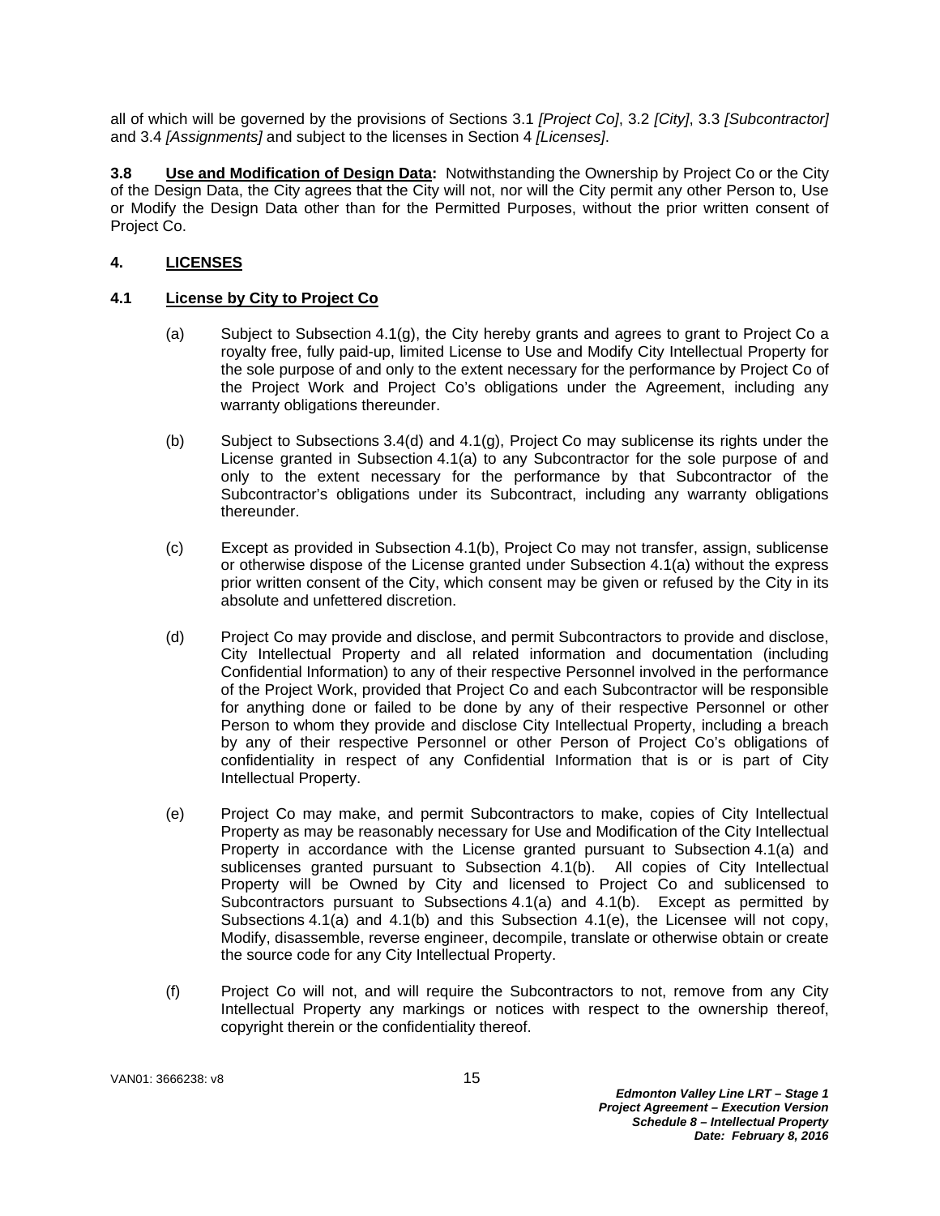all of which will be governed by the provisions of Sections 3.1 *[Project Co]*, 3.2 *[City]*, 3.3 *[Subcontractor]* and 3.4 *[Assignments]* and subject to the licenses in Section 4 *[Licenses]*.

**3.8 Use and Modification of Design Data:** Notwithstanding the Ownership by Project Co or the City of the Design Data, the City agrees that the City will not, nor will the City permit any other Person to, Use or Modify the Design Data other than for the Permitted Purposes, without the prior written consent of Project Co.

## 4. LICENSES

### 4.1 License by City to Project Co

(a) Subject to Subsection 4.1(g), the City hereby grants and agrees to grant to Project Co a royalty free, fully paid-up, limited License to Use and Modify City Intellectual Property for the sole purpose of and only to the extent necessary for the performance by Project Co of the Project Work and Project Co's obligations under the Agreement, including any warranty obligations thereunder.

(b) Subject to Subsections 3.4(d) and 4.1(g), Project Co may sublicense its rights under the License granted in Subsection 4.1(a) to any Subcontractor for the sole purpose of and only to the extent necessary for the performance by that Subcontractor of the Subcontractor's obligations under its Subcontract, including any warranty obligations thereunder.

(c) Except as provided in Subsection 4.1(b), Project Co may not transfer, assign, sublicense or otherwise dispose of the License granted under Subsection 4.1(a) without the express prior written consent of the City, which consent may be given or refused by the City in its absolute and unfettered discretion.

(d) Project Co may provide and disclose, and permit Subcontractors to provide and disclose, City Intellectual Property and all related information and documentation (including Confidential Information) to any of their respective Personnel involved in the performance of the Project Work, provided that Project Co and each Subcontractor will be responsible for anything done or failed to be done by any of their respective Personnel or other Person to whom they provide and disclose City Intellectual Property, including a breach by any of their respective Personnel or other Person of Project Co's obligations of confidentiality in respect of any Confidential Information that is or is part of City Intellectual Property.

(e) Project Co may make, and permit Subcontractors to make, copies of City Intellectual Property as may be reasonably necessary for Use and Modification of the City Intellectual Property in accordance with the License granted pursuant to Subsection 4.1(a) and sublicenses granted pursuant to Subsection 4.1(b). All copies of City Intellectual Property will be Owned by City and licensed to Project Co and sublicensed to Subcontractors pursuant to Subsections 4.1(a) and 4.1(b). Except as permitted by Subsections 4.1(a) and 4.1(b) and this Subsection 4.1(e), the Licensee will not copy, Modify, disassemble, reverse engineer, decompile, translate or otherwise obtain or create the source code for any City Intellectual Property.

(f) Project Co will not, and will require the Subcontractors to not, remove from any City Intellectual Property any markings or notices with respect to the ownership thereof, copyright therein or the confidentiality thereof.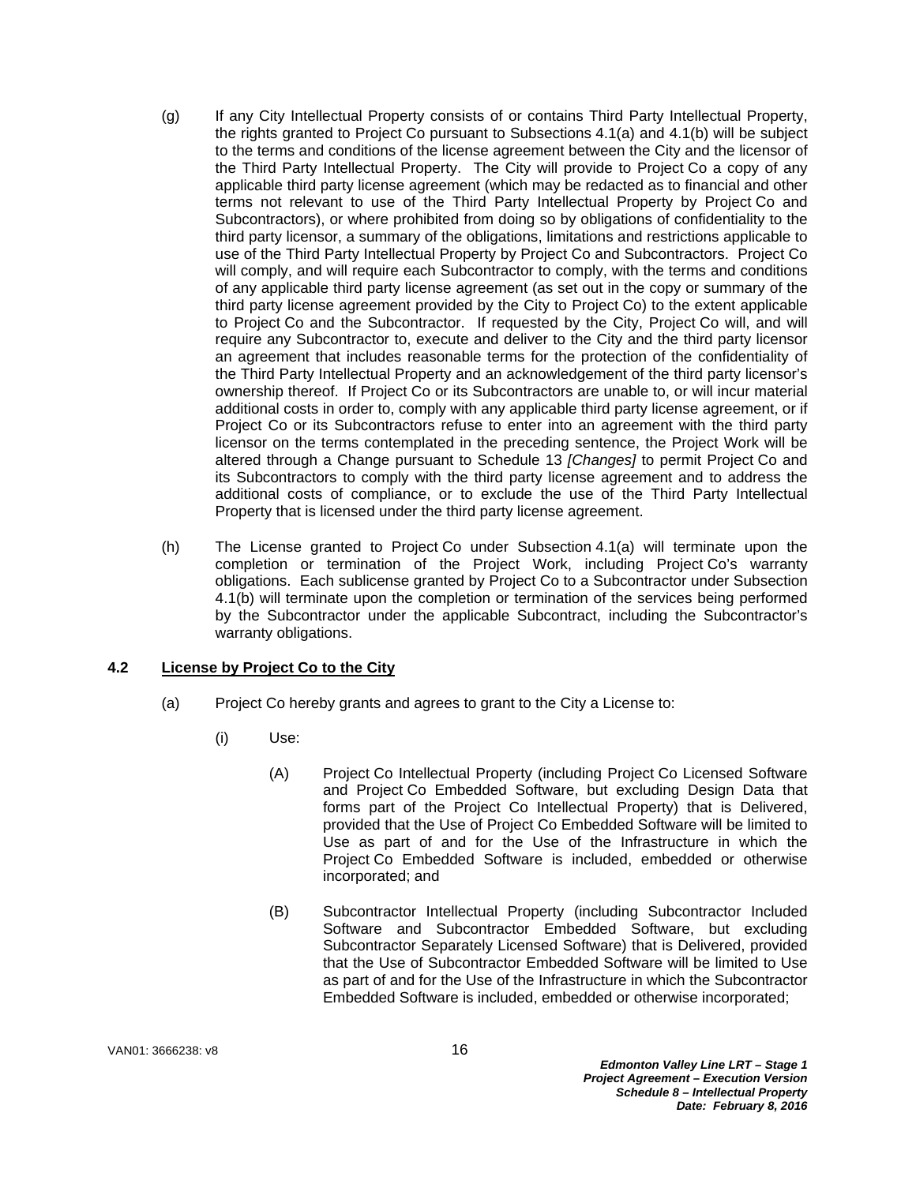(g) If any City Intellectual Property consists of or contains Third Party Intellectual Property, the rights granted to Project Co pursuant to Subsections 4.1(a) and 4.1(b) will be subject to the terms and conditions of the license agreement between the City and the licensor of the Third Party Intellectual Property. The City will provide to Project Co a copy of any applicable third party license agreement (which may be redacted as to financial and other terms not relevant to use of the Third Party Intellectual Property by Project Co and Subcontractors), or where prohibited from doing so by obligations of confidentiality to the third party licensor, a summary of the obligations, limitations and restrictions applicable to use of the Third Party Intellectual Property by Project Co and Subcontractors. Project Co will comply, and will require each Subcontractor to comply, with the terms and conditions of any applicable third party license agreement (as set out in the copy or summary of the third party license agreement provided by the City to Project Co) to the extent applicable to Project Co and the Subcontractor. If requested by the City, Project Co will, and will require any Subcontractor to, execute and deliver to the City and the third party licensor an agreement that includes reasonable terms for the protection of the confidentiality of the Third Party Intellectual Property and an acknowledgement of the third party licensor's ownership thereof. If Project Co or its Subcontractors are unable to, or will incur material additional costs in order to, comply with any applicable third party license agreement, or if Project Co or its Subcontractors refuse to enter into an agreement with the third party licensor on the terms contemplated in the preceding sentence, the Project Work will be altered through a Change pursuant to Schedule 13 *[Changes]* to permit Project Co and its Subcontractors to comply with the third party license agreement and to address the additional costs of compliance, or to exclude the use of the Third Party Intellectual Property that is licensed under the third party license agreement.

(h) The License granted to Project Co under Subsection 4.1(a) will terminate upon the completion or termination of the Project Work, including Project Co's warranty obligations. Each sublicense granted by Project Co to a Subcontractor under Subsection 4.1(b) will terminate upon the completion or termination of the services being performed by the Subcontractor under the applicable Subcontract, including the Subcontractor's warranty obligations.

### 4.2 License by Project Co to the City

(a) Project Co hereby grants and agrees to grant to the City a License to:

(i) Use:

(A) Project Co Intellectual Property (including Project Co Licensed Software and Project Co Embedded Software, but excluding Design Data that forms part of the Project Co Intellectual Property) that is Delivered, provided that the Use of Project Co Embedded Software will be limited to Use as part of and for the Use of the Infrastructure in which the Project Co Embedded Software is included, embedded or otherwise incorporated; and

(B) Subcontractor Intellectual Property (including Subcontractor Included Software and Subcontractor Embedded Software, but excluding Subcontractor Separately Licensed Software) that is Delivered, provided that the Use of Subcontractor Embedded Software will be limited to Use as part of and for the Use of the Infrastructure in which the Subcontractor Embedded Software is included, embedded or otherwise incorporated;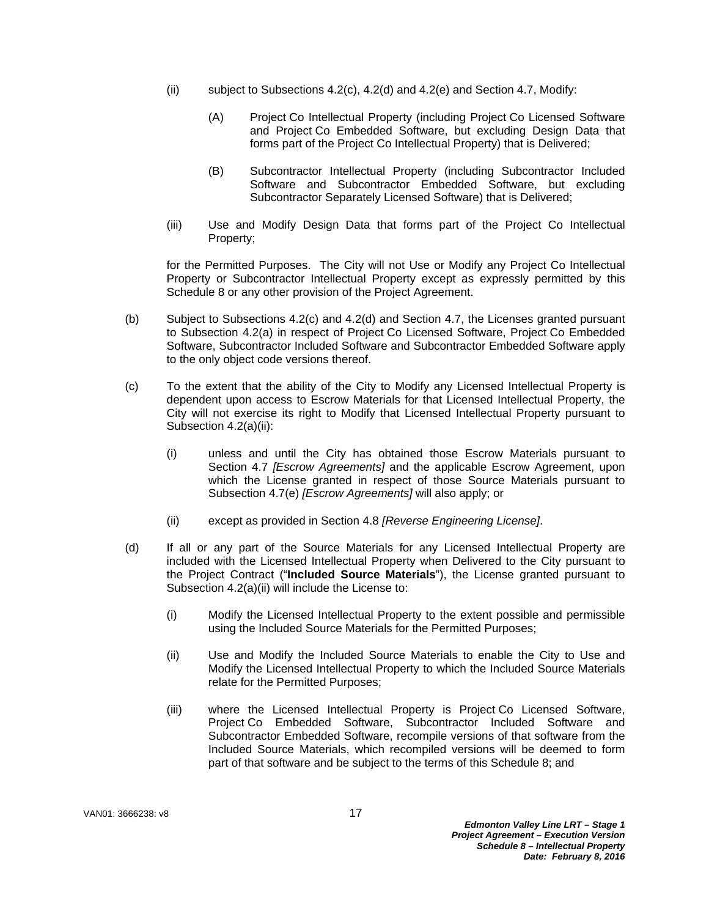(ii) subject to Subsections 4.2(c), 4.2(d) and 4.2(e) and Section 4.7, Modify:

(A) Project Co Intellectual Property (including Project Co Licensed Software and Project Co Embedded Software, but excluding Design Data that forms part of the Project Co Intellectual Property) that is Delivered;

(B) Subcontractor Intellectual Property (including Subcontractor Included Software and Subcontractor Embedded Software, but excluding Subcontractor Separately Licensed Software) that is Delivered;

(iii) Use and Modify Design Data that forms part of the Project Co Intellectual Property;

for the Permitted Purposes. The City will not Use or Modify any Project Co Intellectual Property or Subcontractor Intellectual Property except as expressly permitted by this Schedule 8 or any other provision of the Project Agreement.

(b) Subject to Subsections 4.2(c) and 4.2(d) and Section 4.7, the Licenses granted pursuant to Subsection 4.2(a) in respect of Project Co Licensed Software, Project Co Embedded Software, Subcontractor Included Software and Subcontractor Embedded Software apply to the only object code versions thereof.

(c) To the extent that the ability of the City to Modify any Licensed Intellectual Property is dependent upon access to Escrow Materials for that Licensed Intellectual Property, the City will not exercise its right to Modify that Licensed Intellectual Property pursuant to Subsection 4.2(a)(ii):

(i) unless and until the City has obtained those Escrow Materials pursuant to Section 4.7 *[Escrow Agreements]* and the applicable Escrow Agreement, upon which the License granted in respect of those Source Materials pursuant to Subsection 4.7(e) *[Escrow Agreements]* will also apply; or

(ii) except as provided in Section 4.8 *[Reverse Engineering License]*.

(d) If all or any part of the Source Materials for any Licensed Intellectual Property are included with the Licensed Intellectual Property when Delivered to the City pursuant to the Project Contract ("**Included Source Materials**"), the License granted pursuant to Subsection 4.2(a)(ii) will include the License to:

(i) Modify the Licensed Intellectual Property to the extent possible and permissible using the Included Source Materials for the Permitted Purposes;

(ii) Use and Modify the Included Source Materials to enable the City to Use and Modify the Licensed Intellectual Property to which the Included Source Materials relate for the Permitted Purposes;

(iii) where the Licensed Intellectual Property is Project Co Licensed Software, Project Co Embedded Software, Subcontractor Included Software and Subcontractor Embedded Software, recompile versions of that software from the Included Source Materials, which recompiled versions will be deemed to form part of that software and be subject to the terms of this Schedule 8; and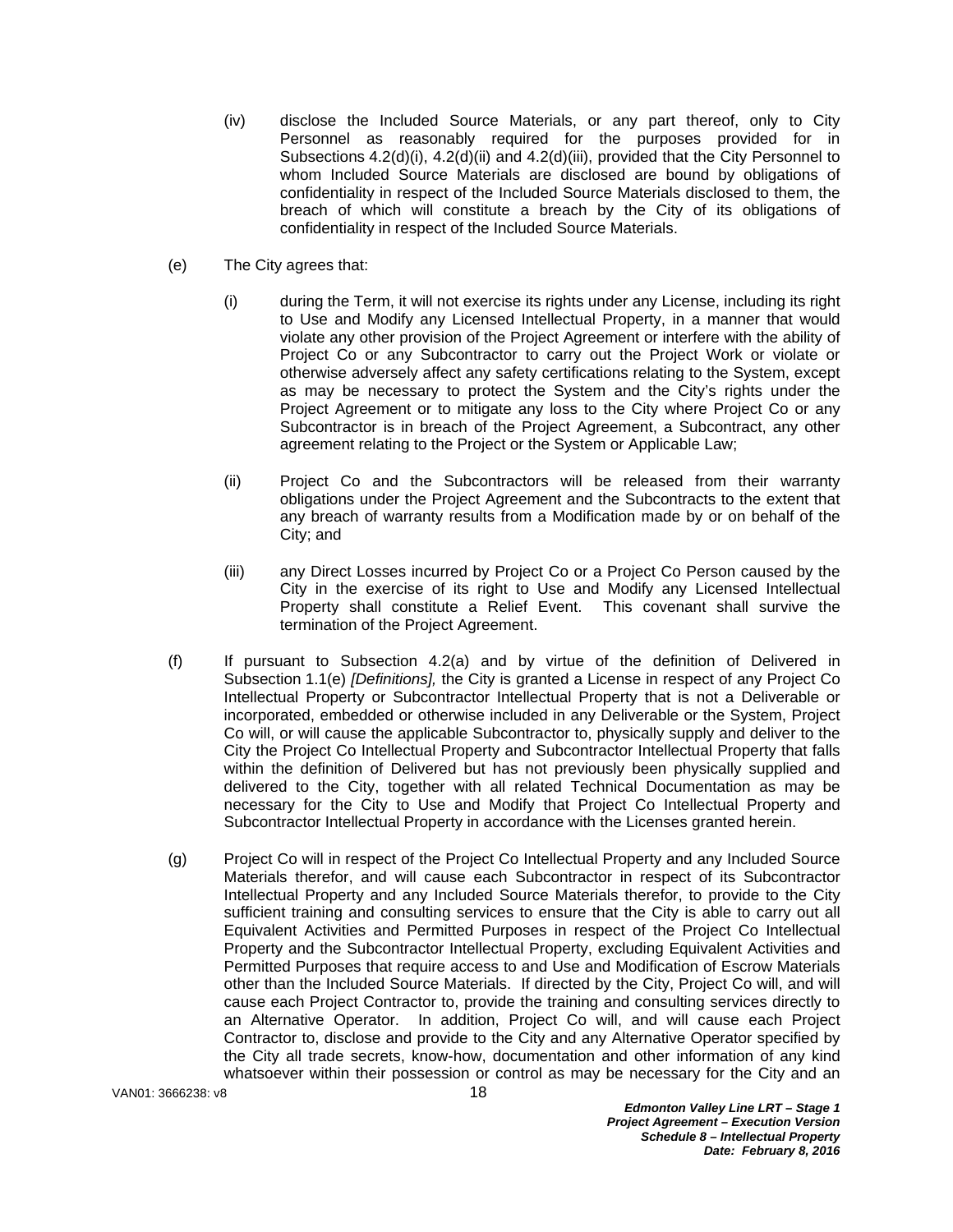(iv) disclose the Included Source Materials, or any part thereof, only to City Personnel as reasonably required for the purposes provided for in Subsections 4.2(d)(i), 4.2(d)(ii) and 4.2(d)(iii), provided that the City Personnel to whom Included Source Materials are disclosed are bound by obligations of confidentiality in respect of the Included Source Materials disclosed to them, the breach of which will constitute a breach by the City of its obligations of confidentiality in respect of the Included Source Materials.

(e) The City agrees that:

(i) during the Term, it will not exercise its rights under any License, including its right to Use and Modify any Licensed Intellectual Property, in a manner that would violate any other provision of the Project Agreement or interfere with the ability of Project Co or any Subcontractor to carry out the Project Work or violate or otherwise adversely affect any safety certifications relating to the System, except as may be necessary to protect the System and the City's rights under the Project Agreement or to mitigate any loss to the City where Project Co or any Subcontractor is in breach of the Project Agreement, a Subcontract, any other agreement relating to the Project or the System or Applicable Law;

(ii) Project Co and the Subcontractors will be released from their warranty obligations under the Project Agreement and the Subcontracts to the extent that any breach of warranty results from a Modification made by or on behalf of the City; and

(iii) any Direct Losses incurred by Project Co or a Project Co Person caused by the City in the exercise of its right to Use and Modify any Licensed Intellectual Property shall constitute a Relief Event. This covenant shall survive the termination of the Project Agreement.

(f) If pursuant to Subsection 4.2(a) and by virtue of the definition of Delivered in Subsection 1.1(e) *[Definitions],* the City is granted a License in respect of any Project Co Intellectual Property or Subcontractor Intellectual Property that is not a Deliverable or incorporated, embedded or otherwise included in any Deliverable or the System, Project Co will, or will cause the applicable Subcontractor to, physically supply and deliver to the City the Project Co Intellectual Property and Subcontractor Intellectual Property that falls within the definition of Delivered but has not previously been physically supplied and delivered to the City, together with all related Technical Documentation as may be necessary for the City to Use and Modify that Project Co Intellectual Property and Subcontractor Intellectual Property in accordance with the Licenses granted herein.

(g) Project Co will in respect of the Project Co Intellectual Property and any Included Source Materials therefor, and will cause each Subcontractor in respect of its Subcontractor Intellectual Property and any Included Source Materials therefor, to provide to the City sufficient training and consulting services to ensure that the City is able to carry out all Equivalent Activities and Permitted Purposes in respect of the Project Co Intellectual Property and the Subcontractor Intellectual Property, excluding Equivalent Activities and Permitted Purposes that require access to and Use and Modification of Escrow Materials other than the Included Source Materials. If directed by the City, Project Co will, and will cause each Project Contractor to, provide the training and consulting services directly to an Alternative Operator. In addition, Project Co will, and will cause each Project Contractor to, disclose and provide to the City and any Alternative Operator specified by the City all trade secrets, know-how, documentation and other information of any kind whatsoever within their possession or control as may be necessary for the City and an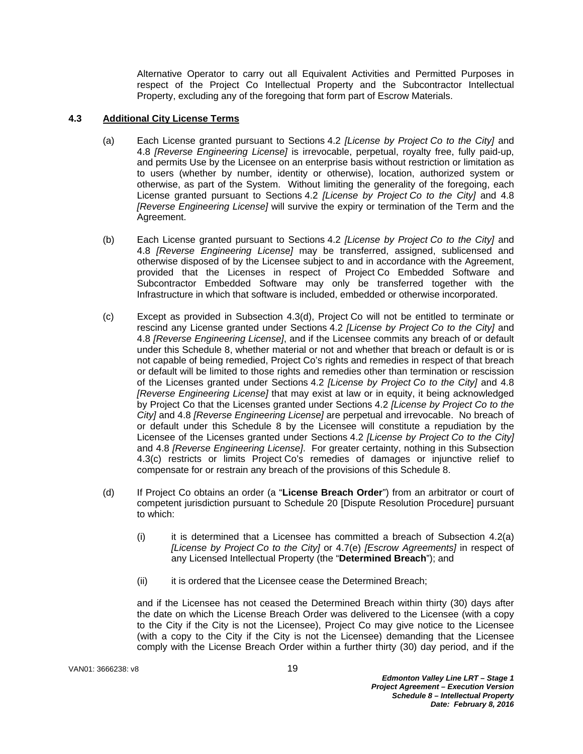Alternative Operator to carry out all Equivalent Activities and Permitted Purposes in respect of the Project Co Intellectual Property and the Subcontractor Intellectual Property, excluding any of the foregoing that form part of Escrow Materials.

### 4.3 Additional City License Terms

(a) Each License granted pursuant to Sections 4.2 *[License by Project Co to the City]* and 4.8 *[Reverse Engineering License]* is irrevocable, perpetual, royalty free, fully paid-up, and permits Use by the Licensee on an enterprise basis without restriction or limitation as to users (whether by number, identity or otherwise), location, authorized system or otherwise, as part of the System. Without limiting the generality of the foregoing, each License granted pursuant to Sections 4.2 *[License by Project Co to the City]* and 4.8 *[Reverse Engineering License]* will survive the expiry or termination of the Term and the Agreement.

(b) Each License granted pursuant to Sections 4.2 *[License by Project Co to the City]* and 4.8 *[Reverse Engineering License]* may be transferred, assigned, sublicensed and otherwise disposed of by the Licensee subject to and in accordance with the Agreement, provided that the Licenses in respect of Project Co Embedded Software and Subcontractor Embedded Software may only be transferred together with the Infrastructure in which that software is included, embedded or otherwise incorporated.

(c) Except as provided in Subsection 4.3(d), Project Co will not be entitled to terminate or rescind any License granted under Sections 4.2 *[License by Project Co to the City]* and 4.8 *[Reverse Engineering License]*, and if the Licensee commits any breach of or default under this Schedule 8, whether material or not and whether that breach or default is or is not capable of being remedied, Project Co's rights and remedies in respect of that breach or default will be limited to those rights and remedies other than termination or rescission of the Licenses granted under Sections 4.2 *[License by Project Co to the City]* and 4.8 *[Reverse Engineering License]* that may exist at law or in equity, it being acknowledged by Project Co that the Licenses granted under Sections 4.2 *[License by Project Co to the City]* and 4.8 *[Reverse Engineering License]* are perpetual and irrevocable. No breach of or default under this Schedule 8 by the Licensee will constitute a repudiation by the Licensee of the Licenses granted under Sections 4.2 *[License by Project Co to the City]* and 4.8 *[Reverse Engineering License]*. For greater certainty, nothing in this Subsection 4.3(c) restricts or limits Project Co's remedies of damages or injunctive relief to compensate for or restrain any breach of the provisions of this Schedule 8.

(d) If Project Co obtains an order (a "**License Breach Order**") from an arbitrator or court of competent jurisdiction pursuant to Schedule 20 [Dispute Resolution Procedure] pursuant to which:

   (i) it is determined that a Licensee has committed a breach of Subsection 4.2(a) *[License by Project Co to the City]* or 4.7(e) *[Escrow Agreements]* in respect of any Licensed Intellectual Property (the "**Determined Breach**"); and

   (ii) it is ordered that the Licensee cease the Determined Breach;

and if the Licensee has not ceased the Determined Breach within thirty (30) days after the date on which the License Breach Order was delivered to the Licensee (with a copy to the City if the City is not the Licensee), Project Co may give notice to the Licensee (with a copy to the City if the City is not the Licensee) demanding that the Licensee comply with the License Breach Order within a further thirty (30) day period, and if the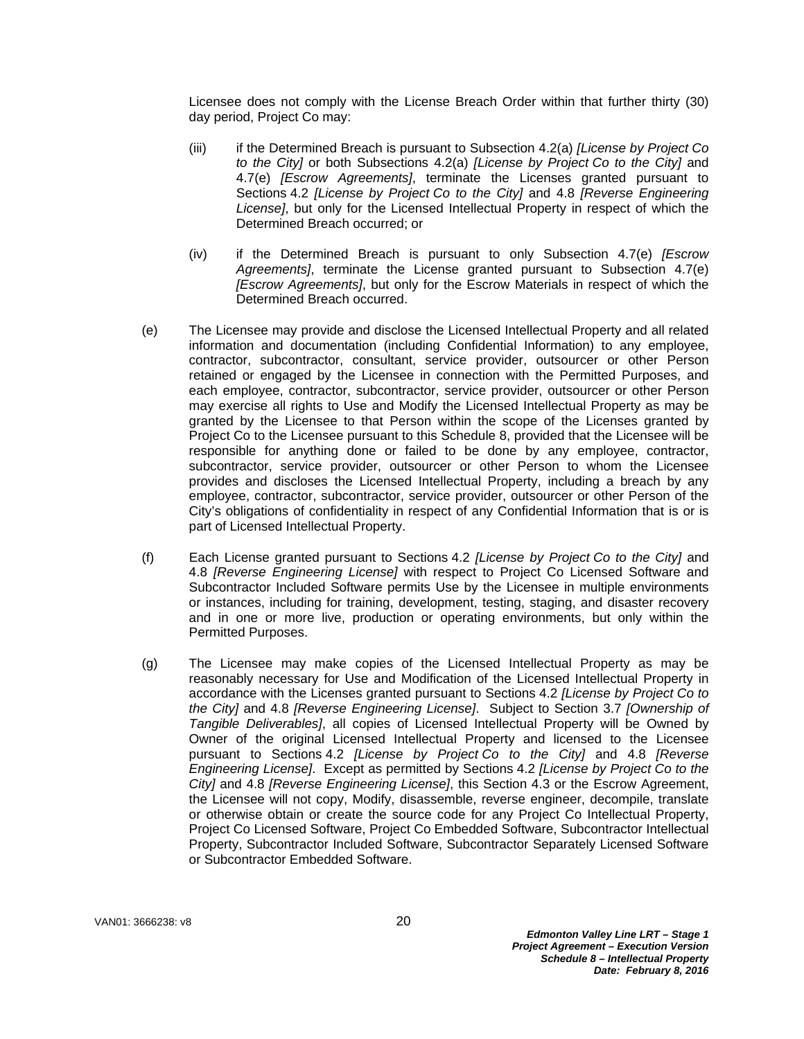Licensee does not comply with the License Breach Order within that further thirty (30) day period, Project Co may:

(iii) if the Determined Breach is pursuant to Subsection 4.2(a) *[License by Project Co to the City]* or both Subsections 4.2(a) *[License by Project Co to the City]* and 4.7(e) *[Escrow Agreements]*, terminate the Licenses granted pursuant to Sections 4.2 *[License by Project Co to the City]* and 4.8 *[Reverse Engineering License]*, but only for the Licensed Intellectual Property in respect of which the Determined Breach occurred; or

(iv) if the Determined Breach is pursuant to only Subsection 4.7(e) *[Escrow Agreements]*, terminate the License granted pursuant to Subsection 4.7(e) *[Escrow Agreements]*, but only for the Escrow Materials in respect of which the Determined Breach occurred.

(e) The Licensee may provide and disclose the Licensed Intellectual Property and all related information and documentation (including Confidential Information) to any employee, contractor, subcontractor, consultant, service provider, outsourcer or other Person retained or engaged by the Licensee in connection with the Permitted Purposes, and each employee, contractor, subcontractor, service provider, outsourcer or other Person may exercise all rights to Use and Modify the Licensed Intellectual Property as may be granted by the Licensee to that Person within the scope of the Licenses granted by Project Co to the Licensee pursuant to this Schedule 8, provided that the Licensee will be responsible for anything done or failed to be done by any employee, contractor, subcontractor, service provider, outsourcer or other Person to whom the Licensee provides and discloses the Licensed Intellectual Property, including a breach by any employee, contractor, subcontractor, service provider, outsourcer or other Person of the City's obligations of confidentiality in respect of any Confidential Information that is or is part of Licensed Intellectual Property.

(f) Each License granted pursuant to Sections 4.2 *[License by Project Co to the City]* and 4.8 *[Reverse Engineering License]* with respect to Project Co Licensed Software and Subcontractor Included Software permits Use by the Licensee in multiple environments or instances, including for training, development, testing, staging, and disaster recovery and in one or more live, production or operating environments, but only within the Permitted Purposes.

(g) The Licensee may make copies of the Licensed Intellectual Property as may be reasonably necessary for Use and Modification of the Licensed Intellectual Property in accordance with the Licenses granted pursuant to Sections 4.2 *[License by Project Co to the City]* and 4.8 *[Reverse Engineering License]*. Subject to Section 3.7 *[Ownership of Tangible Deliverables]*, all copies of Licensed Intellectual Property will be Owned by Owner of the original Licensed Intellectual Property and licensed to the Licensee pursuant to Sections 4.2 *[License by Project Co to the City]* and 4.8 *[Reverse Engineering License]*. Except as permitted by Sections 4.2 *[License by Project Co to the City]* and 4.8 *[Reverse Engineering License]*, this Section 4.3 or the Escrow Agreement, the Licensee will not copy, Modify, disassemble, reverse engineer, decompile, translate or otherwise obtain or create the source code for any Project Co Intellectual Property, Project Co Licensed Software, Project Co Embedded Software, Subcontractor Intellectual Property, Subcontractor Included Software, Subcontractor Separately Licensed Software or Subcontractor Embedded Software.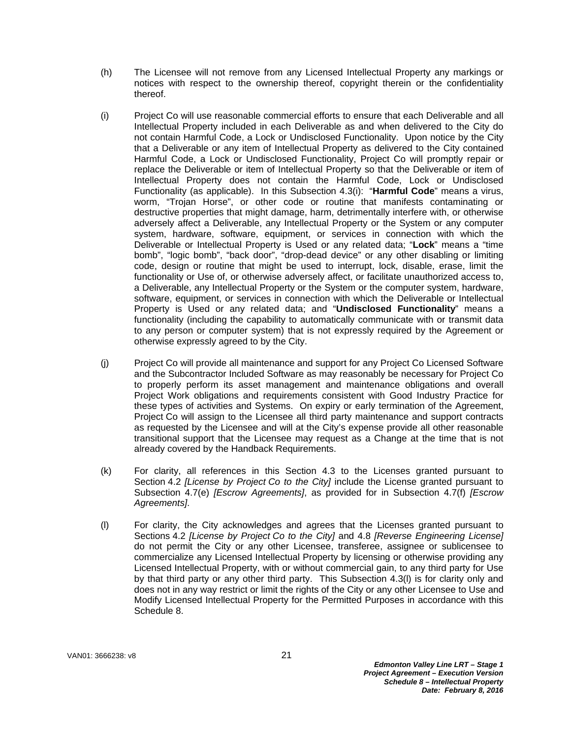(h) The Licensee will not remove from any Licensed Intellectual Property any markings or notices with respect to the ownership thereof, copyright therein or the confidentiality thereof.

(i) Project Co will use reasonable commercial efforts to ensure that each Deliverable and all Intellectual Property included in each Deliverable as and when delivered to the City do not contain Harmful Code, a Lock or Undisclosed Functionality. Upon notice by the City that a Deliverable or any item of Intellectual Property as delivered to the City contained Harmful Code, a Lock or Undisclosed Functionality, Project Co will promptly repair or replace the Deliverable or item of Intellectual Property so that the Deliverable or item of Intellectual Property does not contain the Harmful Code, Lock or Undisclosed Functionality (as applicable). In this Subsection 4.3(i): "**Harmful Code**" means a virus, worm, "Trojan Horse", or other code or routine that manifests contaminating or destructive properties that might damage, harm, detrimentally interfere with, or otherwise adversely affect a Deliverable, any Intellectual Property or the System or any computer system, hardware, software, equipment, or services in connection with which the Deliverable or Intellectual Property is Used or any related data; "**Lock**" means a "time bomb", "logic bomb", "back door", "drop-dead device" or any other disabling or limiting code, design or routine that might be used to interrupt, lock, disable, erase, limit the functionality or Use of, or otherwise adversely affect, or facilitate unauthorized access to, a Deliverable, any Intellectual Property or the System or the computer system, hardware, software, equipment, or services in connection with which the Deliverable or Intellectual Property is Used or any related data; and "**Undisclosed Functionality**" means a functionality (including the capability to automatically communicate with or transmit data to any person or computer system) that is not expressly required by the Agreement or otherwise expressly agreed to by the City.

(j) Project Co will provide all maintenance and support for any Project Co Licensed Software and the Subcontractor Included Software as may reasonably be necessary for Project Co to properly perform its asset management and maintenance obligations and overall Project Work obligations and requirements consistent with Good Industry Practice for these types of activities and Systems. On expiry or early termination of the Agreement, Project Co will assign to the Licensee all third party maintenance and support contracts as requested by the Licensee and will at the City's expense provide all other reasonable transitional support that the Licensee may request as a Change at the time that is not already covered by the Handback Requirements.

(k) For clarity, all references in this Section 4.3 to the Licenses granted pursuant to Section 4.2 *[License by Project Co to the City]* include the License granted pursuant to Subsection 4.7(e) *[Escrow Agreements]*, as provided for in Subsection 4.7(f) *[Escrow Agreements]*.

(l) For clarity, the City acknowledges and agrees that the Licenses granted pursuant to Sections 4.2 *[License by Project Co to the City]* and 4.8 *[Reverse Engineering License]* do not permit the City or any other Licensee, transferee, assignee or sublicensee to commercialize any Licensed Intellectual Property by licensing or otherwise providing any Licensed Intellectual Property, with or without commercial gain, to any third party for Use by that third party or any other third party. This Subsection 4.3(l) is for clarity only and does not in any way restrict or limit the rights of the City or any other Licensee to Use and Modify Licensed Intellectual Property for the Permitted Purposes in accordance with this Schedule 8.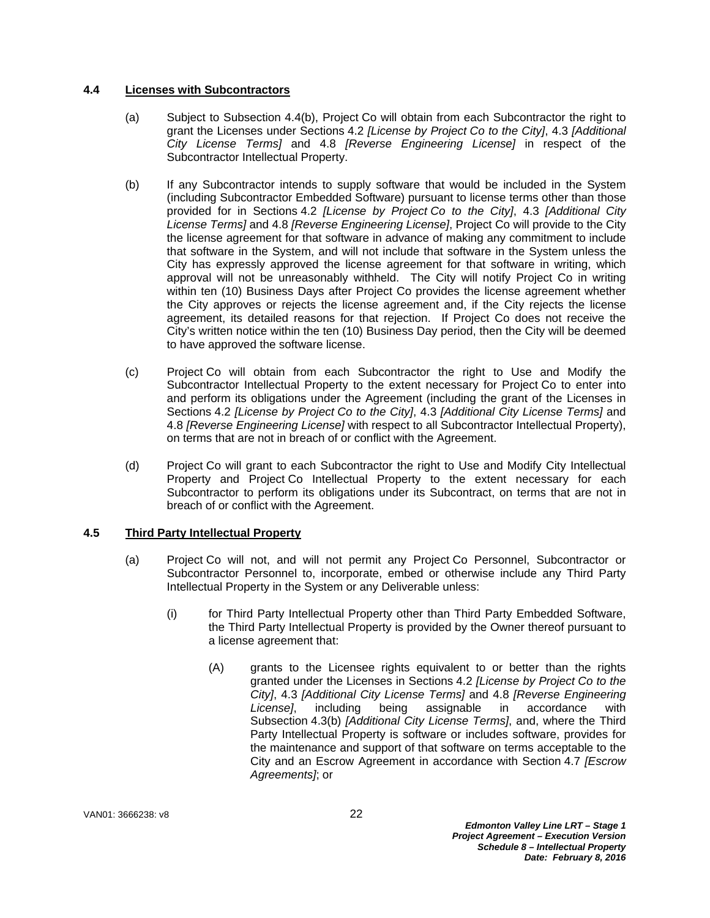### 4.4 Licenses with Subcontractors

(a) Subject to Subsection 4.4(b), Project Co will obtain from each Subcontractor the right to grant the Licenses under Sections 4.2 *[License by Project Co to the City]*, 4.3 *[Additional City License Terms]* and 4.8 *[Reverse Engineering License]* in respect of the Subcontractor Intellectual Property.

(b) If any Subcontractor intends to supply software that would be included in the System (including Subcontractor Embedded Software) pursuant to license terms other than those provided for in Sections 4.2 *[License by Project Co to the City]*, 4.3 *[Additional City License Terms]* and 4.8 *[Reverse Engineering License]*, Project Co will provide to the City the license agreement for that software in advance of making any commitment to include that software in the System, and will not include that software in the System unless the City has expressly approved the license agreement for that software in writing, which approval will not be unreasonably withheld. The City will notify Project Co in writing within ten (10) Business Days after Project Co provides the license agreement whether the City approves or rejects the license agreement and, if the City rejects the license agreement, its detailed reasons for that rejection. If Project Co does not receive the City's written notice within the ten (10) Business Day period, then the City will be deemed to have approved the software license.

(c) Project Co will obtain from each Subcontractor the right to Use and Modify the Subcontractor Intellectual Property to the extent necessary for Project Co to enter into and perform its obligations under the Agreement (including the grant of the Licenses in Sections 4.2 *[License by Project Co to the City]*, 4.3 *[Additional City License Terms]* and 4.8 *[Reverse Engineering License]* with respect to all Subcontractor Intellectual Property), on terms that are not in breach of or conflict with the Agreement.

(d) Project Co will grant to each Subcontractor the right to Use and Modify City Intellectual Property and Project Co Intellectual Property to the extent necessary for each Subcontractor to perform its obligations under its Subcontract, on terms that are not in breach of or conflict with the Agreement.

### 4.5 Third Party Intellectual Property

(a) Project Co will not, and will not permit any Project Co Personnel, Subcontractor or Subcontractor Personnel to, incorporate, embed or otherwise include any Third Party Intellectual Property in the System or any Deliverable unless:

(i) for Third Party Intellectual Property other than Third Party Embedded Software, the Third Party Intellectual Property is provided by the Owner thereof pursuant to a license agreement that:

(A) grants to the Licensee rights equivalent to or better than the rights granted under the Licenses in Sections 4.2 *[License by Project Co to the City]*, 4.3 *[Additional City License Terms]* and 4.8 *[Reverse Engineering License]*, including being assignable in accordance with Subsection 4.3(b) *[Additional City License Terms]*, and, where the Third Party Intellectual Property is software or includes software, provides for the maintenance and support of that software on terms acceptable to the City and an Escrow Agreement in accordance with Section 4.7 *[Escrow Agreements]*; or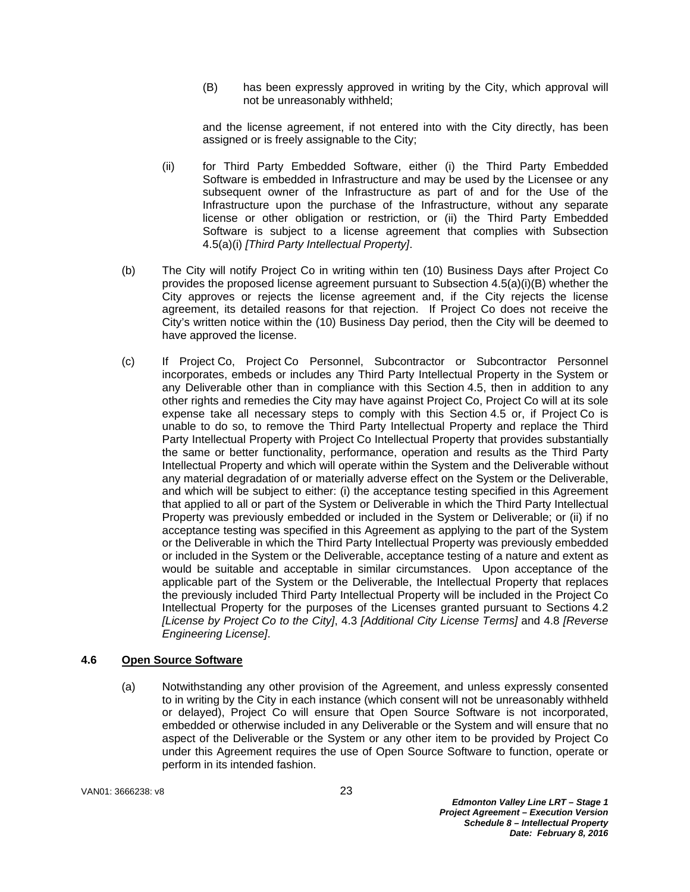(B) has been expressly approved in writing by the City, which approval will not be unreasonably withheld;

and the license agreement, if not entered into with the City directly, has been assigned or is freely assignable to the City;

(ii) for Third Party Embedded Software, either (i) the Third Party Embedded Software is embedded in Infrastructure and may be used by the Licensee or any subsequent owner of the Infrastructure as part of and for the Use of the Infrastructure upon the purchase of the Infrastructure, without any separate license or other obligation or restriction, or (ii) the Third Party Embedded Software is subject to a license agreement that complies with Subsection 4.5(a)(i) *[Third Party Intellectual Property]*.

(b) The City will notify Project Co in writing within ten (10) Business Days after Project Co provides the proposed license agreement pursuant to Subsection 4.5(a)(i)(B) whether the City approves or rejects the license agreement and, if the City rejects the license agreement, its detailed reasons for that rejection. If Project Co does not receive the City's written notice within the (10) Business Day period, then the City will be deemed to have approved the license.

(c) If Project Co, Project Co Personnel, Subcontractor or Subcontractor Personnel incorporates, embeds or includes any Third Party Intellectual Property in the System or any Deliverable other than in compliance with this Section 4.5, then in addition to any other rights and remedies the City may have against Project Co, Project Co will at its sole expense take all necessary steps to comply with this Section 4.5 or, if Project Co is unable to do so, to remove the Third Party Intellectual Property and replace the Third Party Intellectual Property with Project Co Intellectual Property that provides substantially the same or better functionality, performance, operation and results as the Third Party Intellectual Property and which will operate within the System and the Deliverable without any material degradation of or materially adverse effect on the System or the Deliverable, and which will be subject to either: (i) the acceptance testing specified in this Agreement that applied to all or part of the System or Deliverable in which the Third Party Intellectual Property was previously embedded or included in the System or Deliverable; or (ii) if no acceptance testing was specified in this Agreement as applying to the part of the System or the Deliverable in which the Third Party Intellectual Property was previously embedded or included in the System or the Deliverable, acceptance testing of a nature and extent as would be suitable and acceptable in similar circumstances. Upon acceptance of the applicable part of the System or the Deliverable, the Intellectual Property that replaces the previously included Third Party Intellectual Property will be included in the Project Co Intellectual Property for the purposes of the Licenses granted pursuant to Sections 4.2 *[License by Project Co to the City]*, 4.3 *[Additional City License Terms]* and 4.8 *[Reverse Engineering License]*.

### 4.6 Open Source Software

(a) Notwithstanding any other provision of the Agreement, and unless expressly consented to in writing by the City in each instance (which consent will not be unreasonably withheld or delayed), Project Co will ensure that Open Source Software is not incorporated, embedded or otherwise included in any Deliverable or the System and will ensure that no aspect of the Deliverable or the System or any other item to be provided by Project Co under this Agreement requires the use of Open Source Software to function, operate or perform in its intended fashion.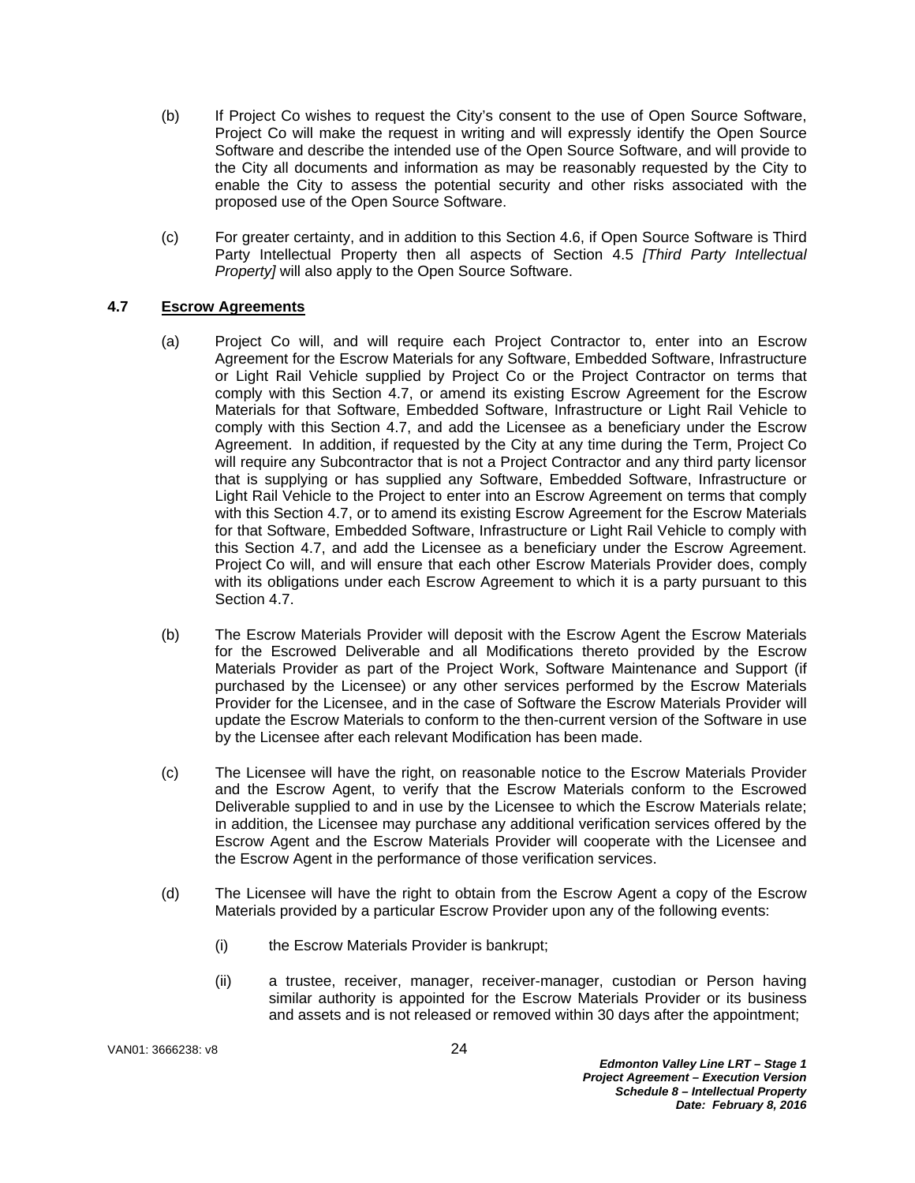(b) If Project Co wishes to request the City's consent to the use of Open Source Software, Project Co will make the request in writing and will expressly identify the Open Source Software and describe the intended use of the Open Source Software, and will provide to the City all documents and information as may be reasonably requested by the City to enable the City to assess the potential security and other risks associated with the proposed use of the Open Source Software.

(c) For greater certainty, and in addition to this Section 4.6, if Open Source Software is Third Party Intellectual Property then all aspects of Section 4.5 *[Third Party Intellectual Property]* will also apply to the Open Source Software.

### 4.7 Escrow Agreements

(a) Project Co will, and will require each Project Contractor to, enter into an Escrow Agreement for the Escrow Materials for any Software, Embedded Software, Infrastructure or Light Rail Vehicle supplied by Project Co or the Project Contractor on terms that comply with this Section 4.7, or amend its existing Escrow Agreement for the Escrow Materials for that Software, Embedded Software, Infrastructure or Light Rail Vehicle to comply with this Section 4.7, and add the Licensee as a beneficiary under the Escrow Agreement. In addition, if requested by the City at any time during the Term, Project Co will require any Subcontractor that is not a Project Contractor and any third party licensor that is supplying or has supplied any Software, Embedded Software, Infrastructure or Light Rail Vehicle to the Project to enter into an Escrow Agreement on terms that comply with this Section 4.7, or to amend its existing Escrow Agreement for the Escrow Materials for that Software, Embedded Software, Infrastructure or Light Rail Vehicle to comply with this Section 4.7, and add the Licensee as a beneficiary under the Escrow Agreement. Project Co will, and will ensure that each other Escrow Materials Provider does, comply with its obligations under each Escrow Agreement to which it is a party pursuant to this Section 4.7.

(b) The Escrow Materials Provider will deposit with the Escrow Agent the Escrow Materials for the Escrowed Deliverable and all Modifications thereto provided by the Escrow Materials Provider as part of the Project Work, Software Maintenance and Support (if purchased by the Licensee) or any other services performed by the Escrow Materials Provider for the Licensee, and in the case of Software the Escrow Materials Provider will update the Escrow Materials to conform to the then-current version of the Software in use by the Licensee after each relevant Modification has been made.

(c) The Licensee will have the right, on reasonable notice to the Escrow Materials Provider and the Escrow Agent, to verify that the Escrow Materials conform to the Escrowed Deliverable supplied to and in use by the Licensee to which the Escrow Materials relate; in addition, the Licensee may purchase any additional verification services offered by the Escrow Agent and the Escrow Materials Provider will cooperate with the Licensee and the Escrow Agent in the performance of those verification services.

(d) The Licensee will have the right to obtain from the Escrow Agent a copy of the Escrow Materials provided by a particular Escrow Provider upon any of the following events:

(i) the Escrow Materials Provider is bankrupt;

(ii) a trustee, receiver, manager, receiver-manager, custodian or Person having similar authority is appointed for the Escrow Materials Provider or its business and assets and is not released or removed within 30 days after the appointment;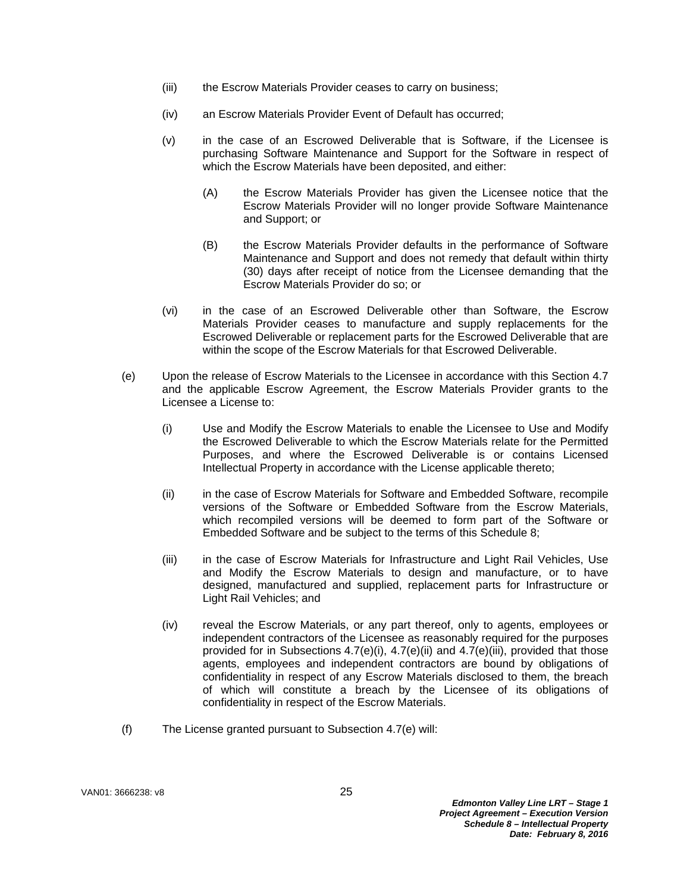(iii) the Escrow Materials Provider ceases to carry on business;

(iv) an Escrow Materials Provider Event of Default has occurred;

(v) in the case of an Escrowed Deliverable that is Software, if the Licensee is purchasing Software Maintenance and Support for the Software in respect of which the Escrow Materials have been deposited, and either:

 (A) the Escrow Materials Provider has given the Licensee notice that the Escrow Materials Provider will no longer provide Software Maintenance and Support; or

 (B) the Escrow Materials Provider defaults in the performance of Software Maintenance and Support and does not remedy that default within thirty (30) days after receipt of notice from the Licensee demanding that the Escrow Materials Provider do so; or

(vi) in the case of an Escrowed Deliverable other than Software, the Escrow Materials Provider ceases to manufacture and supply replacements for the Escrowed Deliverable or replacement parts for the Escrowed Deliverable that are within the scope of the Escrow Materials for that Escrowed Deliverable.

(e) Upon the release of Escrow Materials to the Licensee in accordance with this Section 4.7 and the applicable Escrow Agreement, the Escrow Materials Provider grants to the Licensee a License to:

 (i) Use and Modify the Escrow Materials to enable the Licensee to Use and Modify the Escrowed Deliverable to which the Escrow Materials relate for the Permitted Purposes, and where the Escrowed Deliverable is or contains Licensed Intellectual Property in accordance with the License applicable thereto;

 (ii) in the case of Escrow Materials for Software and Embedded Software, recompile versions of the Software or Embedded Software from the Escrow Materials, which recompiled versions will be deemed to form part of the Software or Embedded Software and be subject to the terms of this Schedule 8;

 (iii) in the case of Escrow Materials for Infrastructure and Light Rail Vehicles, Use and Modify the Escrow Materials to design and manufacture, or to have designed, manufactured and supplied, replacement parts for Infrastructure or Light Rail Vehicles; and

 (iv) reveal the Escrow Materials, or any part thereof, only to agents, employees or independent contractors of the Licensee as reasonably required for the purposes provided for in Subsections 4.7(e)(i), 4.7(e)(ii) and 4.7(e)(iii), provided that those agents, employees and independent contractors are bound by obligations of confidentiality in respect of any Escrow Materials disclosed to them, the breach of which will constitute a breach by the Licensee of its obligations of confidentiality in respect of the Escrow Materials.

(f) The License granted pursuant to Subsection 4.7(e) will: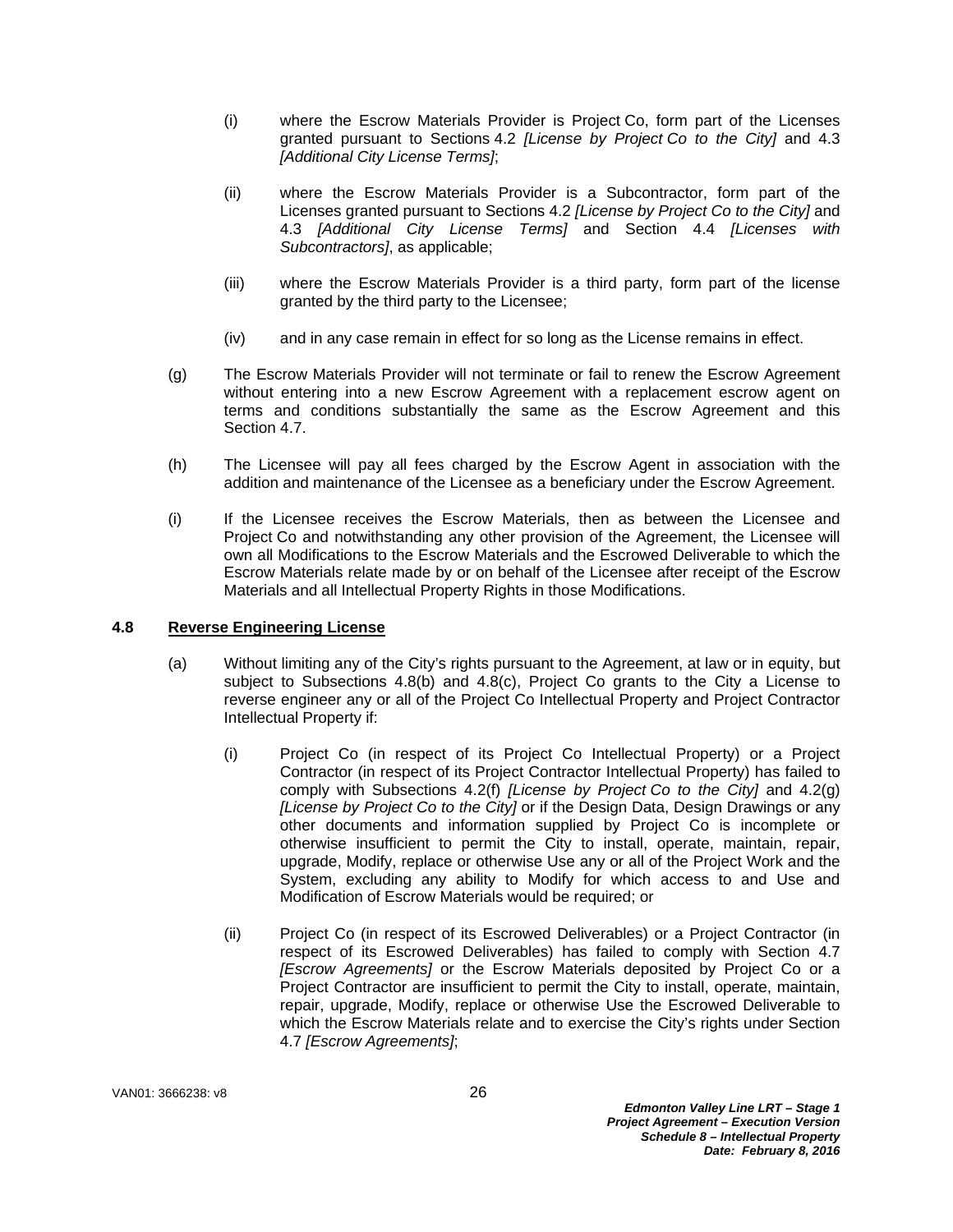(i) where the Escrow Materials Provider is Project Co, form part of the Licenses granted pursuant to Sections 4.2 *[License by Project Co to the City]* and 4.3 *[Additional City License Terms]*;

(ii) where the Escrow Materials Provider is a Subcontractor, form part of the Licenses granted pursuant to Sections 4.2 *[License by Project Co to the City]* and 4.3 *[Additional City License Terms]* and Section 4.4 *[Licenses with Subcontractors]*, as applicable;

(iii) where the Escrow Materials Provider is a third party, form part of the license granted by the third party to the Licensee;

(iv) and in any case remain in effect for so long as the License remains in effect.

(g) The Escrow Materials Provider will not terminate or fail to renew the Escrow Agreement without entering into a new Escrow Agreement with a replacement escrow agent on terms and conditions substantially the same as the Escrow Agreement and this Section 4.7.

(h) The Licensee will pay all fees charged by the Escrow Agent in association with the addition and maintenance of the Licensee as a beneficiary under the Escrow Agreement.

(i) If the Licensee receives the Escrow Materials, then as between the Licensee and Project Co and notwithstanding any other provision of the Agreement, the Licensee will own all Modifications to the Escrow Materials and the Escrowed Deliverable to which the Escrow Materials relate made by or on behalf of the Licensee after receipt of the Escrow Materials and all Intellectual Property Rights in those Modifications.

### 4.8 Reverse Engineering License

(a) Without limiting any of the City's rights pursuant to the Agreement, at law or in equity, but subject to Subsections 4.8(b) and 4.8(c), Project Co grants to the City a License to reverse engineer any or all of the Project Co Intellectual Property and Project Contractor Intellectual Property if:

(i) Project Co (in respect of its Project Co Intellectual Property) or a Project Contractor (in respect of its Project Contractor Intellectual Property) has failed to comply with Subsections 4.2(f) *[License by Project Co to the City]* and 4.2(g) *[License by Project Co to the City]* or if the Design Data, Design Drawings or any other documents and information supplied by Project Co is incomplete or otherwise insufficient to permit the City to install, operate, maintain, repair, upgrade, Modify, replace or otherwise Use any or all of the Project Work and the System, excluding any ability to Modify for which access to and Use and Modification of Escrow Materials would be required; or

(ii) Project Co (in respect of its Escrowed Deliverables) or a Project Contractor (in respect of its Escrowed Deliverables) has failed to comply with Section 4.7 *[Escrow Agreements]* or the Escrow Materials deposited by Project Co or a Project Contractor are insufficient to permit the City to install, operate, maintain, repair, upgrade, Modify, replace or otherwise Use the Escrowed Deliverable to which the Escrow Materials relate and to exercise the City's rights under Section 4.7 *[Escrow Agreements]*;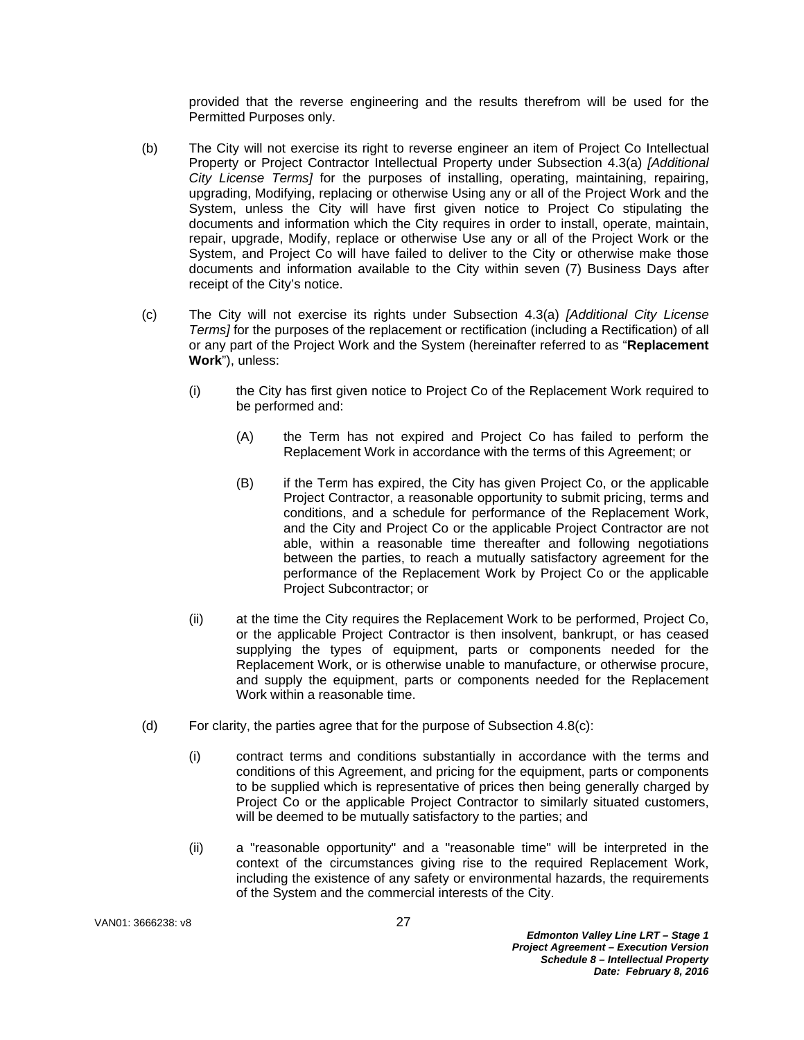provided that the reverse engineering and the results therefrom will be used for the Permitted Purposes only.

(b) The City will not exercise its right to reverse engineer an item of Project Co Intellectual Property or Project Contractor Intellectual Property under Subsection 4.3(a) *[Additional City License Terms]* for the purposes of installing, operating, maintaining, repairing, upgrading, Modifying, replacing or otherwise Using any or all of the Project Work and the System, unless the City will have first given notice to Project Co stipulating the documents and information which the City requires in order to install, operate, maintain, repair, upgrade, Modify, replace or otherwise Use any or all of the Project Work or the System, and Project Co will have failed to deliver to the City or otherwise make those documents and information available to the City within seven (7) Business Days after receipt of the City's notice.

(c) The City will not exercise its rights under Subsection 4.3(a) *[Additional City License Terms]* for the purposes of the replacement or rectification (including a Rectification) of all or any part of the Project Work and the System (hereinafter referred to as "**Replacement Work**"), unless:

(i) the City has first given notice to Project Co of the Replacement Work required to be performed and:

(A) the Term has not expired and Project Co has failed to perform the Replacement Work in accordance with the terms of this Agreement; or

(B) if the Term has expired, the City has given Project Co, or the applicable Project Contractor, a reasonable opportunity to submit pricing, terms and conditions, and a schedule for performance of the Replacement Work, and the City and Project Co or the applicable Project Contractor are not able, within a reasonable time thereafter and following negotiations between the parties, to reach a mutually satisfactory agreement for the performance of the Replacement Work by Project Co or the applicable Project Subcontractor; or

(ii) at the time the City requires the Replacement Work to be performed, Project Co, or the applicable Project Contractor is then insolvent, bankrupt, or has ceased supplying the types of equipment, parts or components needed for the Replacement Work, or is otherwise unable to manufacture, or otherwise procure, and supply the equipment, parts or components needed for the Replacement Work within a reasonable time.

(d) For clarity, the parties agree that for the purpose of Subsection 4.8(c):

(i) contract terms and conditions substantially in accordance with the terms and conditions of this Agreement, and pricing for the equipment, parts or components to be supplied which is representative of prices then being generally charged by Project Co or the applicable Project Contractor to similarly situated customers, will be deemed to be mutually satisfactory to the parties; and

(ii) a "reasonable opportunity" and a "reasonable time" will be interpreted in the context of the circumstances giving rise to the required Replacement Work, including the existence of any safety or environmental hazards, the requirements of the System and the commercial interests of the City.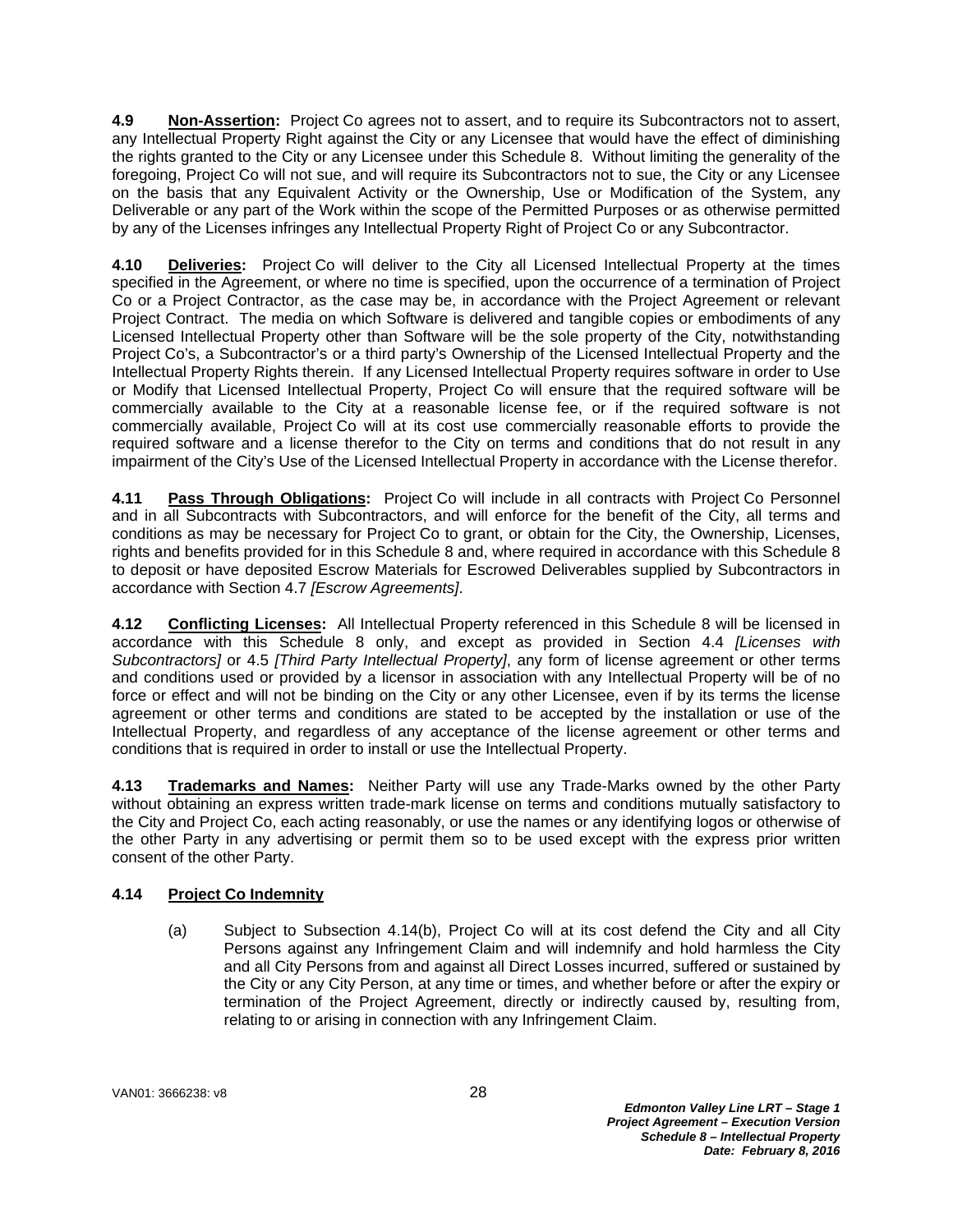**4.9 Non-Assertion:** Project Co agrees not to assert, and to require its Subcontractors not to assert, any Intellectual Property Right against the City or any Licensee that would have the effect of diminishing the rights granted to the City or any Licensee under this Schedule 8. Without limiting the generality of the foregoing, Project Co will not sue, and will require its Subcontractors not to sue, the City or any Licensee on the basis that any Equivalent Activity or the Ownership, Use or Modification of the System, any Deliverable or any part of the Work within the scope of the Permitted Purposes or as otherwise permitted by any of the Licenses infringes any Intellectual Property Right of Project Co or any Subcontractor.

**4.10 Deliveries:** Project Co will deliver to the City all Licensed Intellectual Property at the times specified in the Agreement, or where no time is specified, upon the occurrence of a termination of Project Co or a Project Contractor, as the case may be, in accordance with the Project Agreement or relevant Project Contract. The media on which Software is delivered and tangible copies or embodiments of any Licensed Intellectual Property other than Software will be the sole property of the City, notwithstanding Project Co's, a Subcontractor's or a third party's Ownership of the Licensed Intellectual Property and the Intellectual Property Rights therein. If any Licensed Intellectual Property requires software in order to Use or Modify that Licensed Intellectual Property, Project Co will ensure that the required software will be commercially available to the City at a reasonable license fee, or if the required software is not commercially available, Project Co will at its cost use commercially reasonable efforts to provide the required software and a license therefor to the City on terms and conditions that do not result in any impairment of the City's Use of the Licensed Intellectual Property in accordance with the License therefor.

**4.11 Pass Through Obligations:** Project Co will include in all contracts with Project Co Personnel and in all Subcontracts with Subcontractors, and will enforce for the benefit of the City, all terms and conditions as may be necessary for Project Co to grant, or obtain for the City, the Ownership, Licenses, rights and benefits provided for in this Schedule 8 and, where required in accordance with this Schedule 8 to deposit or have deposited Escrow Materials for Escrowed Deliverables supplied by Subcontractors in accordance with Section 4.7 *[Escrow Agreements]*.

**4.12 Conflicting Licenses:** All Intellectual Property referenced in this Schedule 8 will be licensed in accordance with this Schedule 8 only, and except as provided in Section 4.4 *[Licenses with Subcontractors]* or 4.5 *[Third Party Intellectual Property]*, any form of license agreement or other terms and conditions used or provided by a licensor in association with any Intellectual Property will be of no force or effect and will not be binding on the City or any other Licensee, even if by its terms the license agreement or other terms and conditions are stated to be accepted by the installation or use of the Intellectual Property, and regardless of any acceptance of the license agreement or other terms and conditions that is required in order to install or use the Intellectual Property.

**4.13 Trademarks and Names:** Neither Party will use any Trade-Marks owned by the other Party without obtaining an express written trade-mark license on terms and conditions mutually satisfactory to the City and Project Co, each acting reasonably, or use the names or any identifying logos or otherwise of the other Party in any advertising or permit them so to be used except with the express prior written consent of the other Party.

**4.14 Project Co Indemnity**

(a) Subject to Subsection 4.14(b), Project Co will at its cost defend the City and all City Persons against any Infringement Claim and will indemnify and hold harmless the City and all City Persons from and against all Direct Losses incurred, suffered or sustained by the City or any City Person, at any time or times, and whether before or after the expiry or termination of the Project Agreement, directly or indirectly caused by, resulting from, relating to or arising in connection with any Infringement Claim.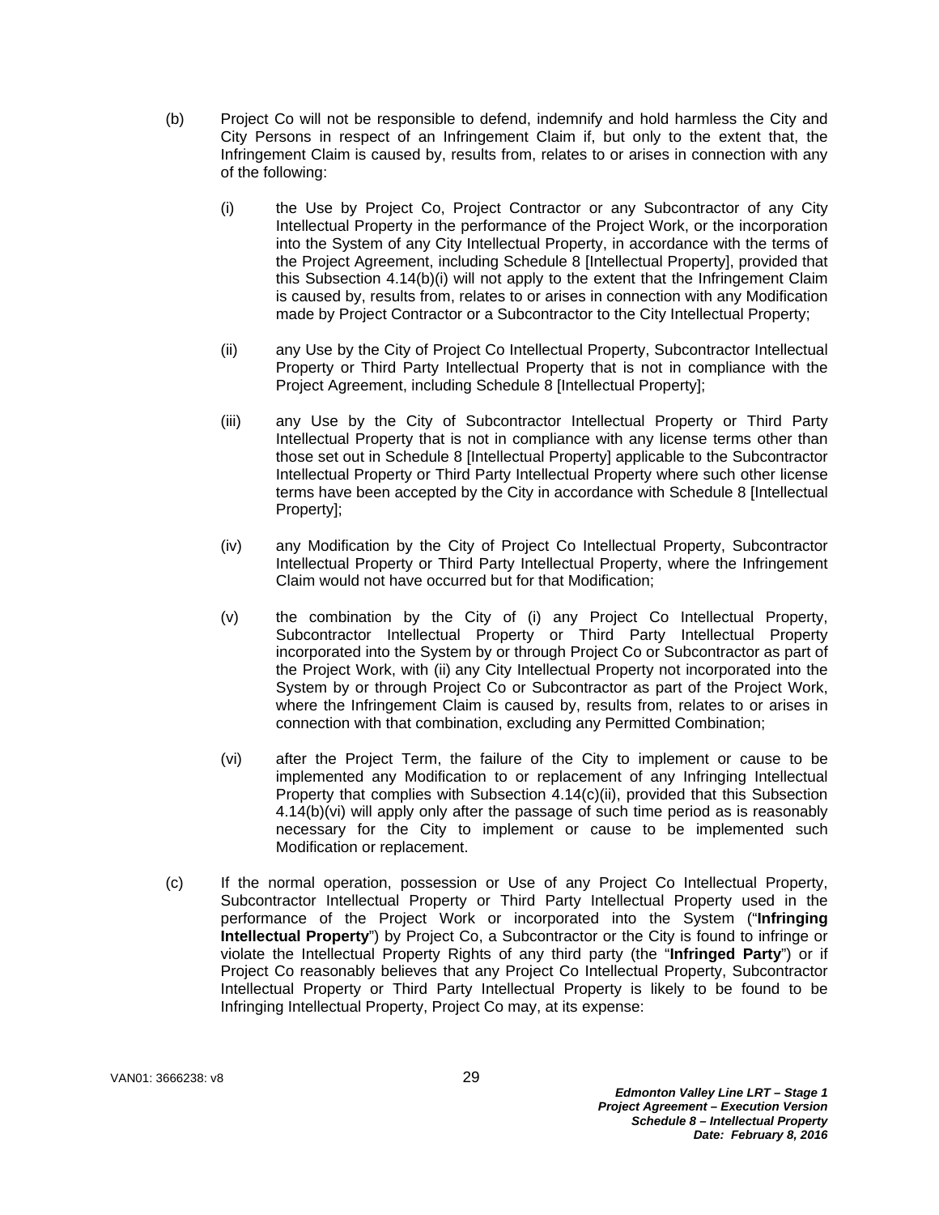(b) Project Co will not be responsible to defend, indemnify and hold harmless the City and City Persons in respect of an Infringement Claim if, but only to the extent that, the Infringement Claim is caused by, results from, relates to or arises in connection with any of the following:

(i) the Use by Project Co, Project Contractor or any Subcontractor of any City Intellectual Property in the performance of the Project Work, or the incorporation into the System of any City Intellectual Property, in accordance with the terms of the Project Agreement, including Schedule 8 [Intellectual Property], provided that this Subsection 4.14(b)(i) will not apply to the extent that the Infringement Claim is caused by, results from, relates to or arises in connection with any Modification made by Project Contractor or a Subcontractor to the City Intellectual Property;

(ii) any Use by the City of Project Co Intellectual Property, Subcontractor Intellectual Property or Third Party Intellectual Property that is not in compliance with the Project Agreement, including Schedule 8 [Intellectual Property];

(iii) any Use by the City of Subcontractor Intellectual Property or Third Party Intellectual Property that is not in compliance with any license terms other than those set out in Schedule 8 [Intellectual Property] applicable to the Subcontractor Intellectual Property or Third Party Intellectual Property where such other license terms have been accepted by the City in accordance with Schedule 8 [Intellectual Property];

(iv) any Modification by the City of Project Co Intellectual Property, Subcontractor Intellectual Property or Third Party Intellectual Property, where the Infringement Claim would not have occurred but for that Modification;

(v) the combination by the City of (i) any Project Co Intellectual Property, Subcontractor Intellectual Property or Third Party Intellectual Property incorporated into the System by or through Project Co or Subcontractor as part of the Project Work, with (ii) any City Intellectual Property not incorporated into the System by or through Project Co or Subcontractor as part of the Project Work, where the Infringement Claim is caused by, results from, relates to or arises in connection with that combination, excluding any Permitted Combination;

(vi) after the Project Term, the failure of the City to implement or cause to be implemented any Modification to or replacement of any Infringing Intellectual Property that complies with Subsection 4.14(c)(ii), provided that this Subsection 4.14(b)(vi) will apply only after the passage of such time period as is reasonably necessary for the City to implement or cause to be implemented such Modification or replacement.

(c) If the normal operation, possession or Use of any Project Co Intellectual Property, Subcontractor Intellectual Property or Third Party Intellectual Property used in the performance of the Project Work or incorporated into the System ("**Infringing Intellectual Property**") by Project Co, a Subcontractor or the City is found to infringe or violate the Intellectual Property Rights of any third party (the "**Infringed Party**") or if Project Co reasonably believes that any Project Co Intellectual Property, Subcontractor Intellectual Property or Third Party Intellectual Property is likely to be found to be Infringing Intellectual Property, Project Co may, at its expense: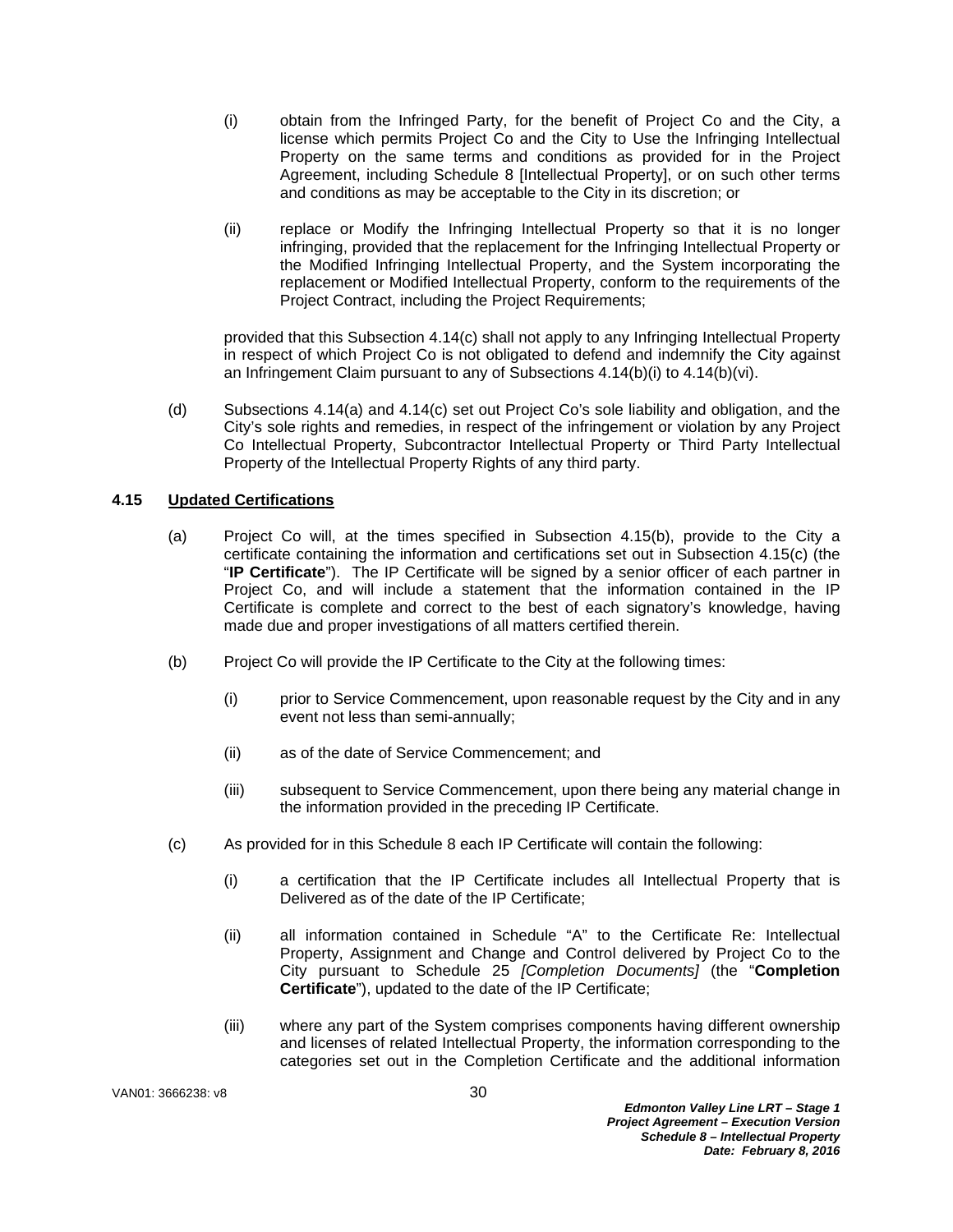(i) obtain from the Infringed Party, for the benefit of Project Co and the City, a license which permits Project Co and the City to Use the Infringing Intellectual Property on the same terms and conditions as provided for in the Project Agreement, including Schedule 8 [Intellectual Property], or on such other terms and conditions as may be acceptable to the City in its discretion; or

(ii) replace or Modify the Infringing Intellectual Property so that it is no longer infringing, provided that the replacement for the Infringing Intellectual Property or the Modified Infringing Intellectual Property, and the System incorporating the replacement or Modified Intellectual Property, conform to the requirements of the Project Contract, including the Project Requirements;

provided that this Subsection 4.14(c) shall not apply to any Infringing Intellectual Property in respect of which Project Co is not obligated to defend and indemnify the City against an Infringement Claim pursuant to any of Subsections 4.14(b)(i) to 4.14(b)(vi).

(d) Subsections 4.14(a) and 4.14(c) set out Project Co's sole liability and obligation, and the City's sole rights and remedies, in respect of the infringement or violation by any Project Co Intellectual Property, Subcontractor Intellectual Property or Third Party Intellectual Property of the Intellectual Property Rights of any third party.

**4.15 Updated Certifications**

(a) Project Co will, at the times specified in Subsection 4.15(b), provide to the City a certificate containing the information and certifications set out in Subsection 4.15(c) (the "**IP Certificate**"). The IP Certificate will be signed by a senior officer of each partner in Project Co, and will include a statement that the information contained in the IP Certificate is complete and correct to the best of each signatory's knowledge, having made due and proper investigations of all matters certified therein.

(b) Project Co will provide the IP Certificate to the City at the following times:

(i) prior to Service Commencement, upon reasonable request by the City and in any event not less than semi-annually;

(ii) as of the date of Service Commencement; and

(iii) subsequent to Service Commencement, upon there being any material change in the information provided in the preceding IP Certificate.

(c) As provided for in this Schedule 8 each IP Certificate will contain the following:

(i) a certification that the IP Certificate includes all Intellectual Property that is Delivered as of the date of the IP Certificate;

(ii) all information contained in Schedule "A" to the Certificate Re: Intellectual Property, Assignment and Change and Control delivered by Project Co to the City pursuant to Schedule 25 *[Completion Documents]* (the "**Completion Certificate**"), updated to the date of the IP Certificate;

(iii) where any part of the System comprises components having different ownership and licenses of related Intellectual Property, the information corresponding to the categories set out in the Completion Certificate and the additional information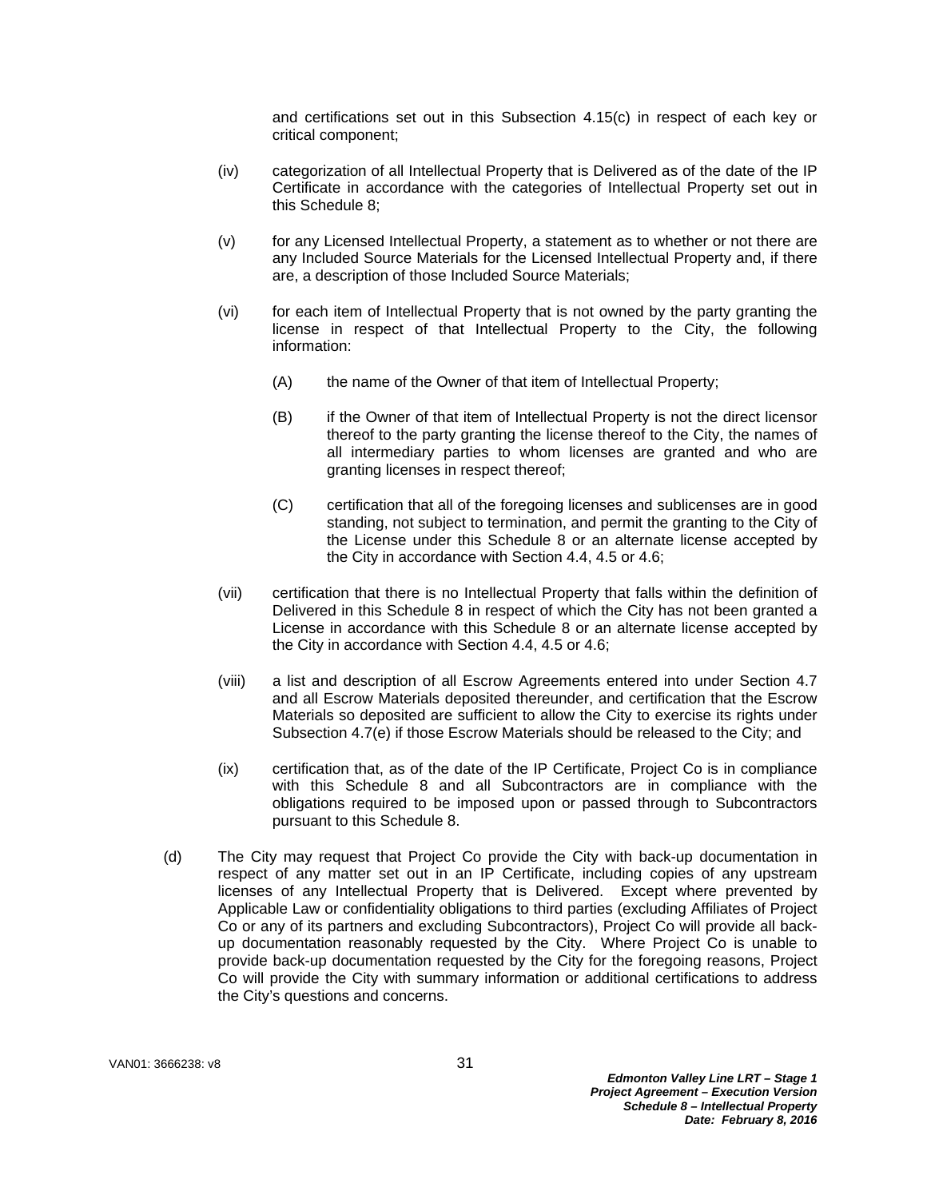and certifications set out in this Subsection 4.15(c) in respect of each key or critical component;

(iv) categorization of all Intellectual Property that is Delivered as of the date of the IP Certificate in accordance with the categories of Intellectual Property set out in this Schedule 8;

(v) for any Licensed Intellectual Property, a statement as to whether or not there are any Included Source Materials for the Licensed Intellectual Property and, if there are, a description of those Included Source Materials;

(vi) for each item of Intellectual Property that is not owned by the party granting the license in respect of that Intellectual Property to the City, the following information:

(A) the name of the Owner of that item of Intellectual Property;

(B) if the Owner of that item of Intellectual Property is not the direct licensor thereof to the party granting the license thereof to the City, the names of all intermediary parties to whom licenses are granted and who are granting licenses in respect thereof;

(C) certification that all of the foregoing licenses and sublicenses are in good standing, not subject to termination, and permit the granting to the City of the License under this Schedule 8 or an alternate license accepted by the City in accordance with Section 4.4, 4.5 or 4.6;

(vii) certification that there is no Intellectual Property that falls within the definition of Delivered in this Schedule 8 in respect of which the City has not been granted a License in accordance with this Schedule 8 or an alternate license accepted by the City in accordance with Section 4.4, 4.5 or 4.6;

(viii) a list and description of all Escrow Agreements entered into under Section 4.7 and all Escrow Materials deposited thereunder, and certification that the Escrow Materials so deposited are sufficient to allow the City to exercise its rights under Subsection 4.7(e) if those Escrow Materials should be released to the City; and

(ix) certification that, as of the date of the IP Certificate, Project Co is in compliance with this Schedule 8 and all Subcontractors are in compliance with the obligations required to be imposed upon or passed through to Subcontractors pursuant to this Schedule 8.

(d) The City may request that Project Co provide the City with back-up documentation in respect of any matter set out in an IP Certificate, including copies of any upstream licenses of any Intellectual Property that is Delivered. Except where prevented by Applicable Law or confidentiality obligations to third parties (excluding Affiliates of Project Co or any of its partners and excluding Subcontractors), Project Co will provide all back-up documentation reasonably requested by the City. Where Project Co is unable to provide back-up documentation requested by the City for the foregoing reasons, Project Co will provide the City with summary information or additional certifications to address the City's questions and concerns.